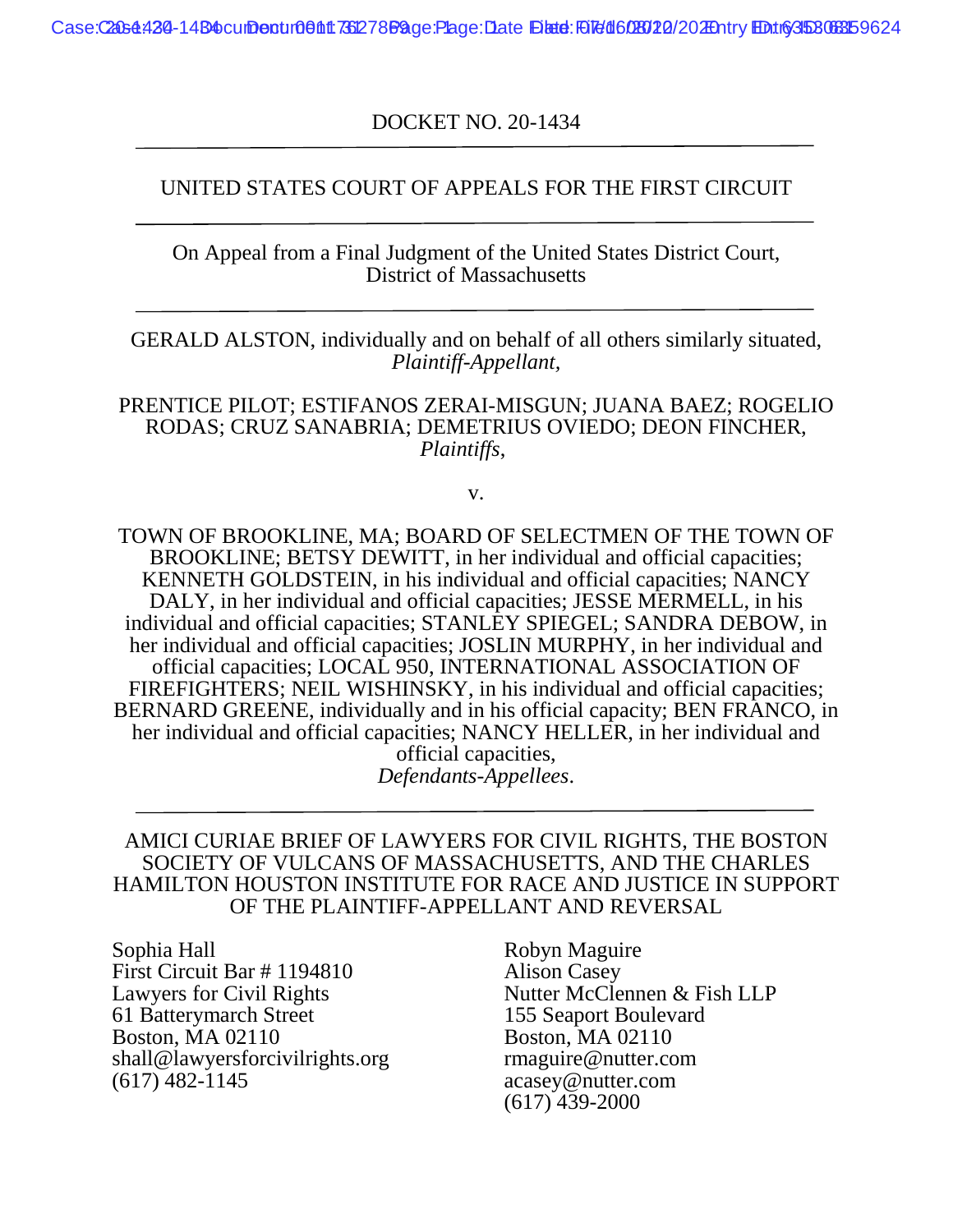DOCKET NO. 20-1434

---

UNITED STATES COURT OF APPEALS FOR THE FIRST CIRCUIT

---

On Appeal from a Final Judgment of the United States District Court, District of Massachusetts

---

GERALD ALSTON, individually and on behalf of all others similarly situated,
*Plaintiff-Appellant,*

PRENTICE PILOT; ESTIFANOS ZERAI-MISGUN; JUANA BAEZ; ROGELIO RODAS; CRUZ SANABRIA; DEMETRIUS OVIEDO; DEON FINCHER,
*Plaintiffs,*

v.

TOWN OF BROOKLINE, MA; BOARD OF SELECTMEN OF THE TOWN OF BROOKLINE; BETSY DEWITT, in her individual and official capacities; KENNETH GOLDSTEIN, in his individual and official capacities; NANCY DALY, in her individual and official capacities; JESSE MERMELL, in his individual and official capacities; STANLEY SPIEGEL; SANDRA DEBOW, in her individual and official capacities; JOSLIN MURPHY, in her individual and official capacities; LOCAL 950, INTERNATIONAL ASSOCIATION OF FIREFIGHTERS; NEIL WISHINSKY, in his individual and official capacities; BERNARD GREENE, individually and in his official capacity; BEN FRANCO, in her individual and official capacities; NANCY HELLER, in her individual and official capacities,
*Defendants-Appellees*.

---

AMICI CURIAE BRIEF OF LAWYERS FOR CIVIL RIGHTS, THE BOSTON SOCIETY OF VULCANS OF MASSACHUSETTS, AND THE CHARLES HAMILTON HOUSTON INSTITUTE FOR RACE AND JUSTICE IN SUPPORT OF THE PLAINTIFF-APPELLANT AND REVERSAL

Sophia Hall
First Circuit Bar # 1194810
Lawyers for Civil Rights
61 Batterymarch Street
Boston, MA 02110
shall@lawyersforcivilrights.org
(617) 482-1145

Robyn Maguire
Alison Casey
Nutter McClennen & Fish LLP
155 Seaport Boulevard
Boston, MA 02110
rmaguire@nutter.com
acasey@nutter.com
(617) 439-2000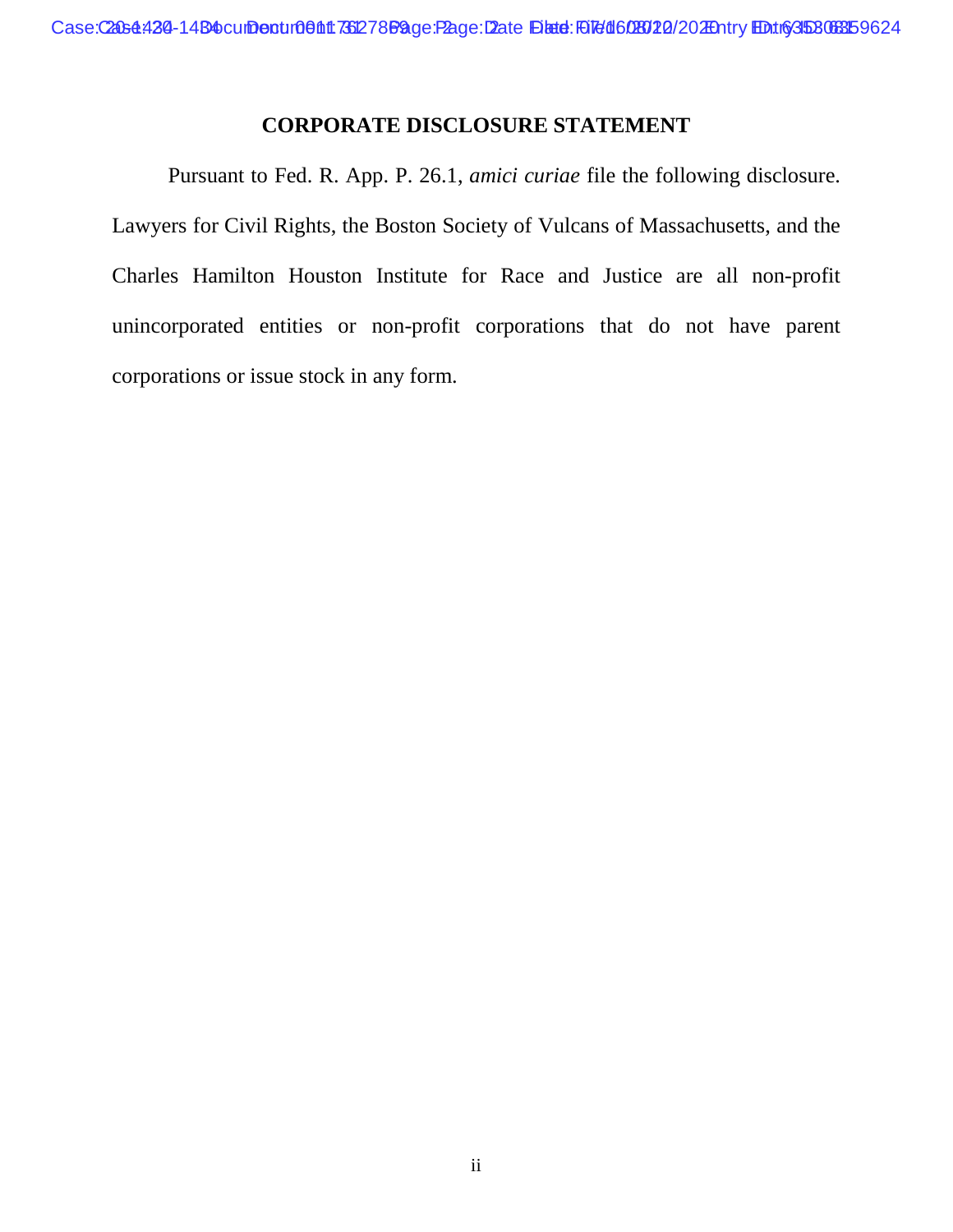## CORPORATE DISCLOSURE STATEMENT

Pursuant to Fed. R. App. P. 26.1, *amici curiae* file the following disclosure. Lawyers for Civil Rights, the Boston Society of Vulcans of Massachusetts, and the Charles Hamilton Houston Institute for Race and Justice are all non-profit unincorporated entities or non-profit corporations that do not have parent corporations or issue stock in any form.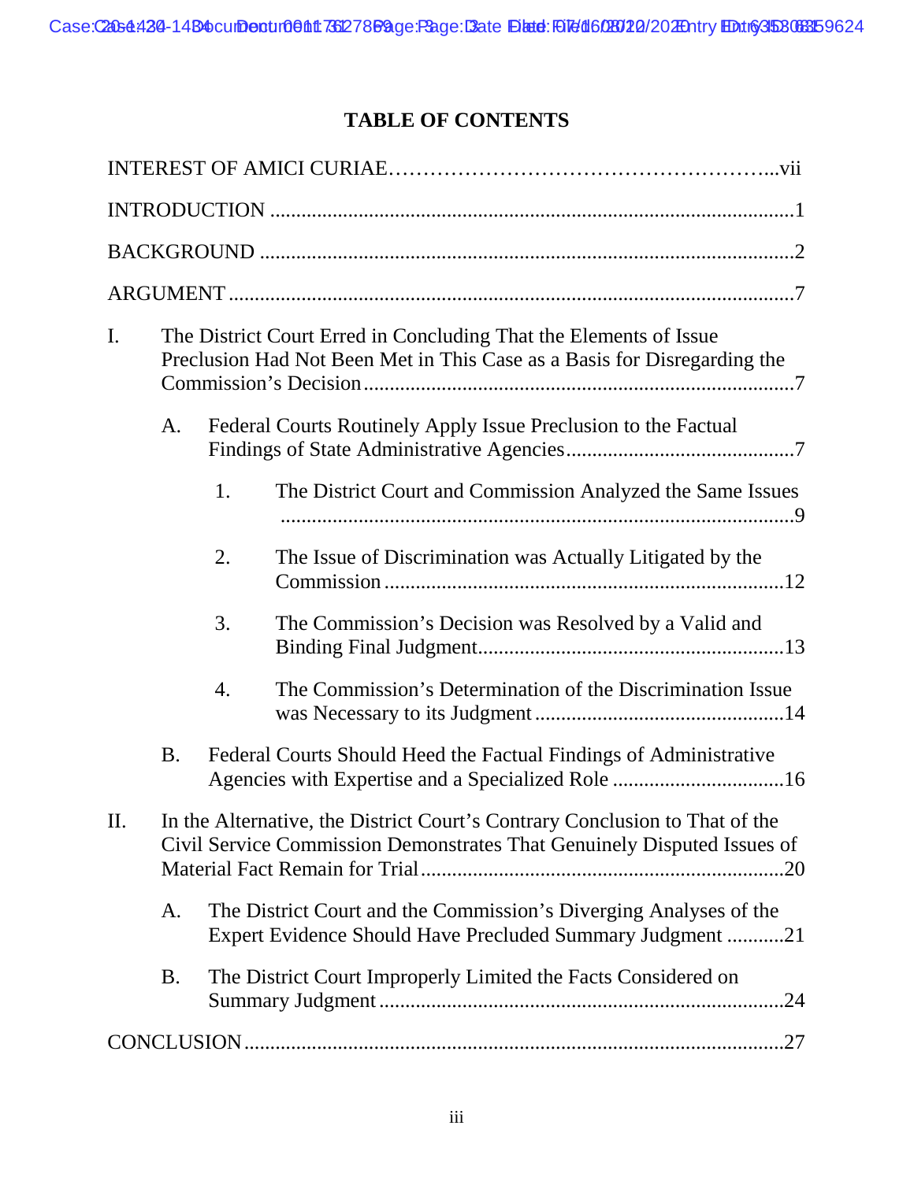# TABLE OF CONTENTS

INTEREST OF AMICI CURIAE……………………………………………...vii

INTRODUCTION ....................................................................................................1

BACKGROUND ......................................................................................................2

ARGUMENT ...........................................................................................................7

I. The District Court Erred in Concluding That the Elements of Issue Preclusion Had Not Been Met in This Case as a Basis for Disregarding the Commission's Decision ..................................................................................7

  A. Federal Courts Routinely Apply Issue Preclusion to the Factual Findings of State Administrative Agencies ............................................7

    1. The District Court and Commission Analyzed the Same Issues ..................................................................................................9

    2. The Issue of Discrimination was Actually Litigated by the Commission ............................................................................12

    3. The Commission's Decision was Resolved by a Valid and Binding Final Judgment..........................................................13

    4. The Commission's Determination of the Discrimination Issue was Necessary to its Judgment ................................................14

  B. Federal Courts Should Heed the Factual Findings of Administrative Agencies with Expertise and a Specialized Role .................................16

II. In the Alternative, the District Court's Contrary Conclusion to That of the Civil Service Commission Demonstrates That Genuinely Disputed Issues of Material Fact Remain for Trial .....................................................................20

  A. The District Court and the Commission's Diverging Analyses of the Expert Evidence Should Have Precluded Summary Judgment ...........21

  B. The District Court Improperly Limited the Facts Considered on Summary Judgment .............................................................................24

CONCLUSION .......................................................................................................27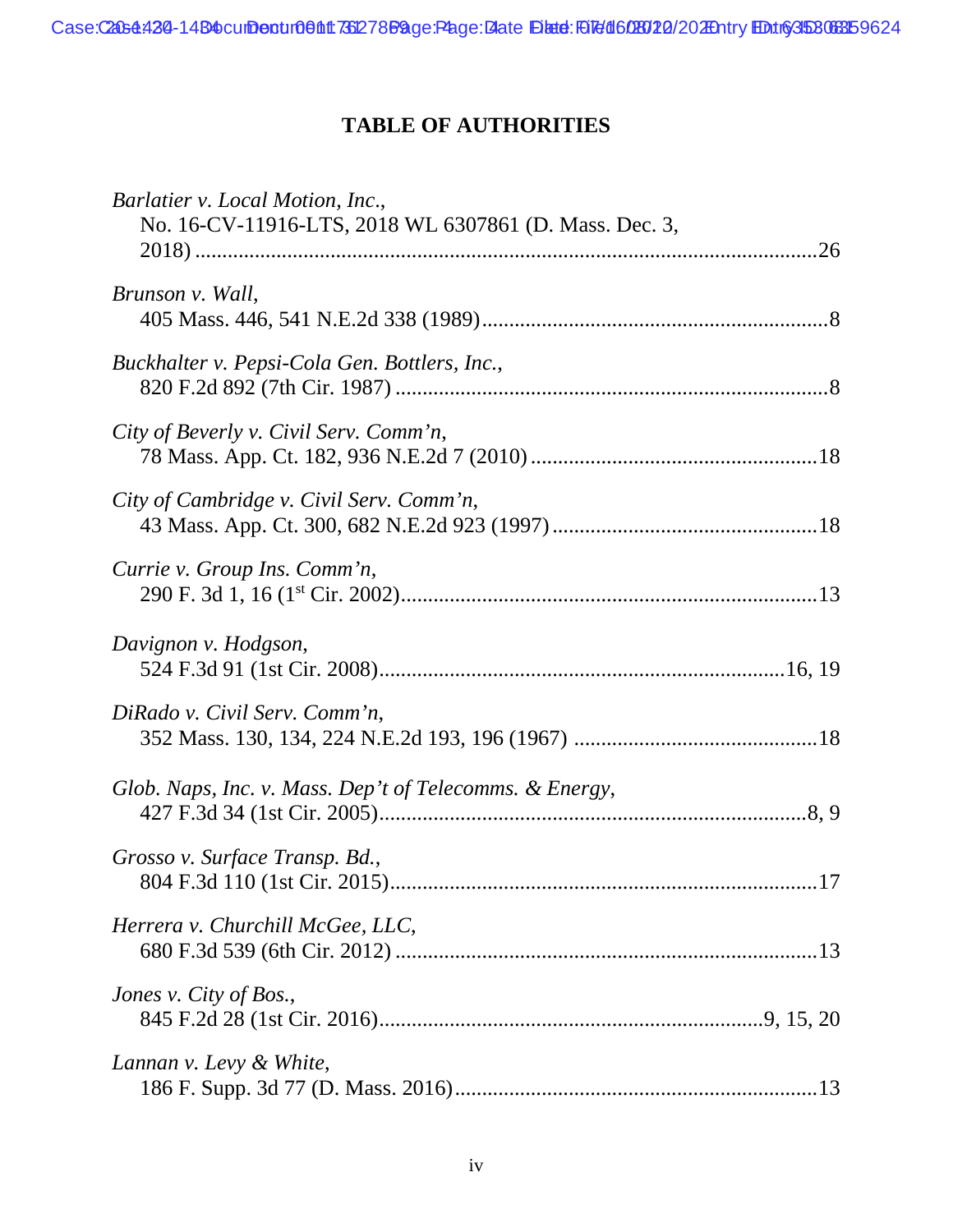# TABLE OF AUTHORITIES

*Barlatier v. Local Motion, Inc.*,
No. 16-CV-11916-LTS, 2018 WL 6307861 (D. Mass. Dec. 3, 2018) ....................26

*Brunson v. Wall*,
405 Mass. 446, 541 N.E.2d 338 (1989) ....................8

*Buckhalter v. Pepsi-Cola Gen. Bottlers, Inc.*,
820 F.2d 892 (7th Cir. 1987) ....................8

*City of Beverly v. Civil Serv. Comm'n*,
78 Mass. App. Ct. 182, 936 N.E.2d 7 (2010) ....................18

*City of Cambridge v. Civil Serv. Comm'n*,
43 Mass. App. Ct. 300, 682 N.E.2d 923 (1997) ....................18

*Currie v. Group Ins. Comm'n*,
290 F. 3d 1, 16 (1st Cir. 2002) ....................13

*Davignon v. Hodgson*,
524 F.3d 91 (1st Cir. 2008) ....................16, 19

*DiRado v. Civil Serv. Comm'n*,
352 Mass. 130, 134, 224 N.E.2d 193, 196 (1967) ....................18

*Glob. Naps, Inc. v. Mass. Dep't of Telecomms. & Energy*,
427 F.3d 34 (1st Cir. 2005) ....................8, 9

*Grosso v. Surface Transp. Bd.*,
804 F.3d 110 (1st Cir. 2015) ....................17

*Herrera v. Churchill McGee, LLC*,
680 F.3d 539 (6th Cir. 2012) ....................13

*Jones v. City of Bos.*,
845 F.2d 28 (1st Cir. 2016) ....................9, 15, 20

*Lannan v. Levy & White*,
186 F. Supp. 3d 77 (D. Mass. 2016) ....................13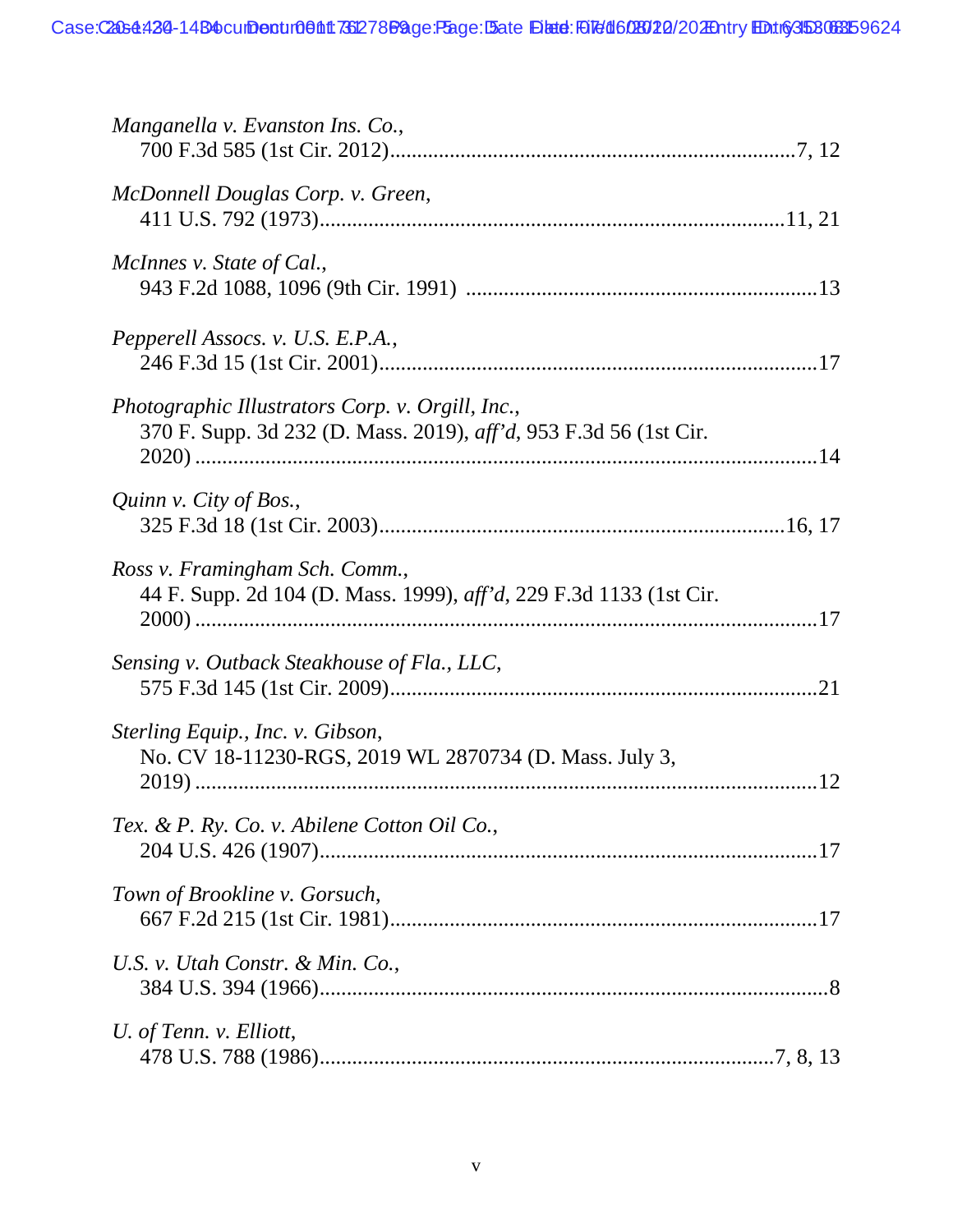*Manganella v. Evanston Ins. Co.*,
700 F.3d 585 (1st Cir. 2012)..........................................................................7, 12

*McDonnell Douglas Corp. v. Green*,
411 U.S. 792 (1973)....................................................................................11, 21

*McInnes v. State of Cal.*,
943 F.2d 1088, 1096 (9th Cir. 1991) ................................................................13

*Pepperell Assocs. v. U.S. E.P.A.*,
246 F.3d 15 (1st Cir. 2001)................................................................................17

*Photographic Illustrators Corp. v. Orgill, Inc.*,
370 F. Supp. 3d 232 (D. Mass. 2019), *aff'd*, 953 F.3d 56 (1st Cir. 2020) ..................................................................................................................14

*Quinn v. City of Bos.*,
325 F.3d 18 (1st Cir. 2003)..........................................................................16, 17

*Ross v. Framingham Sch. Comm.*,
44 F. Supp. 2d 104 (D. Mass. 1999), *aff'd*, 229 F.3d 1133 (1st Cir. 2000) ..................................................................................................................17

*Sensing v. Outback Steakhouse of Fla., LLC*,
575 F.3d 145 (1st Cir. 2009)..............................................................................21

*Sterling Equip., Inc. v. Gibson*,
No. CV 18-11230-RGS, 2019 WL 2870734 (D. Mass. July 3, 2019) ..................................................................................................................12

*Tex. & P. Ry. Co. v. Abilene Cotton Oil Co.*,
204 U.S. 426 (1907)...........................................................................................17

*Town of Brookline v. Gorsuch*,
667 F.2d 215 (1st Cir. 1981)..............................................................................17

*U.S. v. Utah Constr. & Min. Co.*,
384 U.S. 394 (1966).............................................................................................8

*U. of Tenn. v. Elliott*,
478 U.S. 788 (1986)........................................................................................7, 8, 13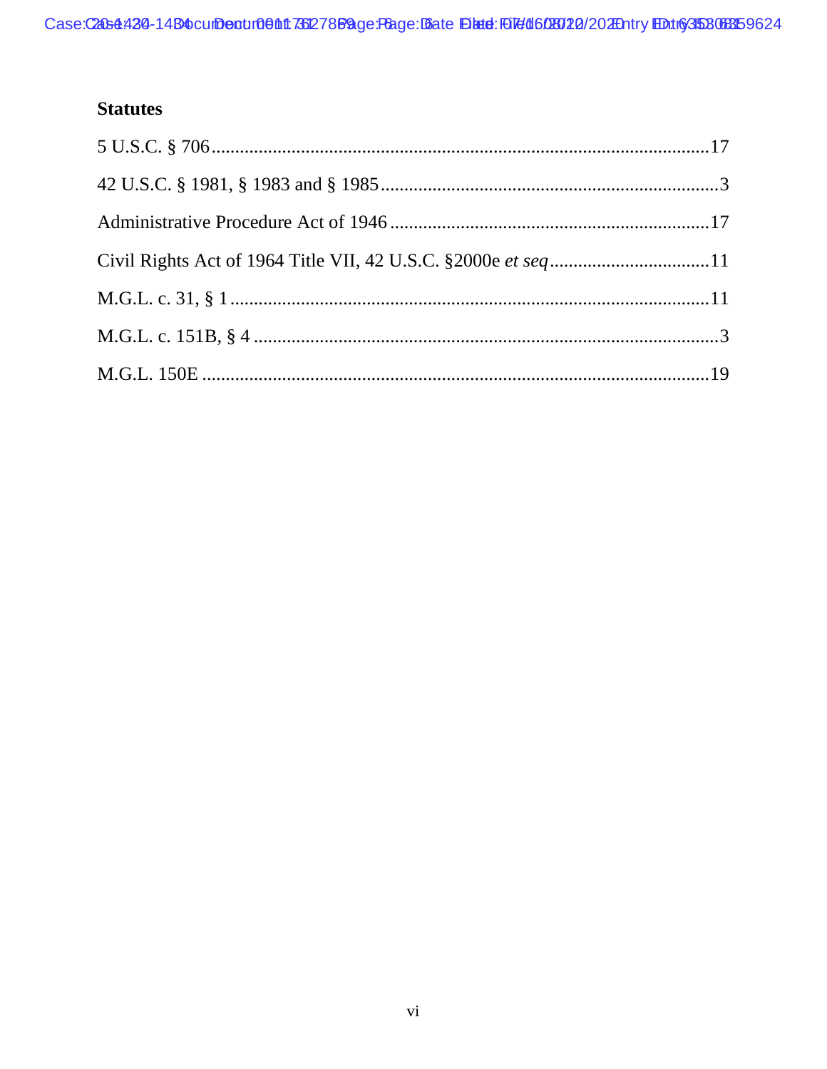**Statutes**

5 U.S.C. § 706 .......................................................................................... 17

42 U.S.C. § 1981, § 1983 and § 1985 ........................................................................ 3

Administrative Procedure Act of 1946 .................................................................... 17

Civil Rights Act of 1964 Title VII, 42 U.S.C. §2000e *et seq* .................................. 11

M.G.L. c. 31, § 1 ...................................................................................................... 11

M.G.L. c. 151B, § 4 ................................................................................................... 3

M.G.L. 150E ............................................................................................................ 19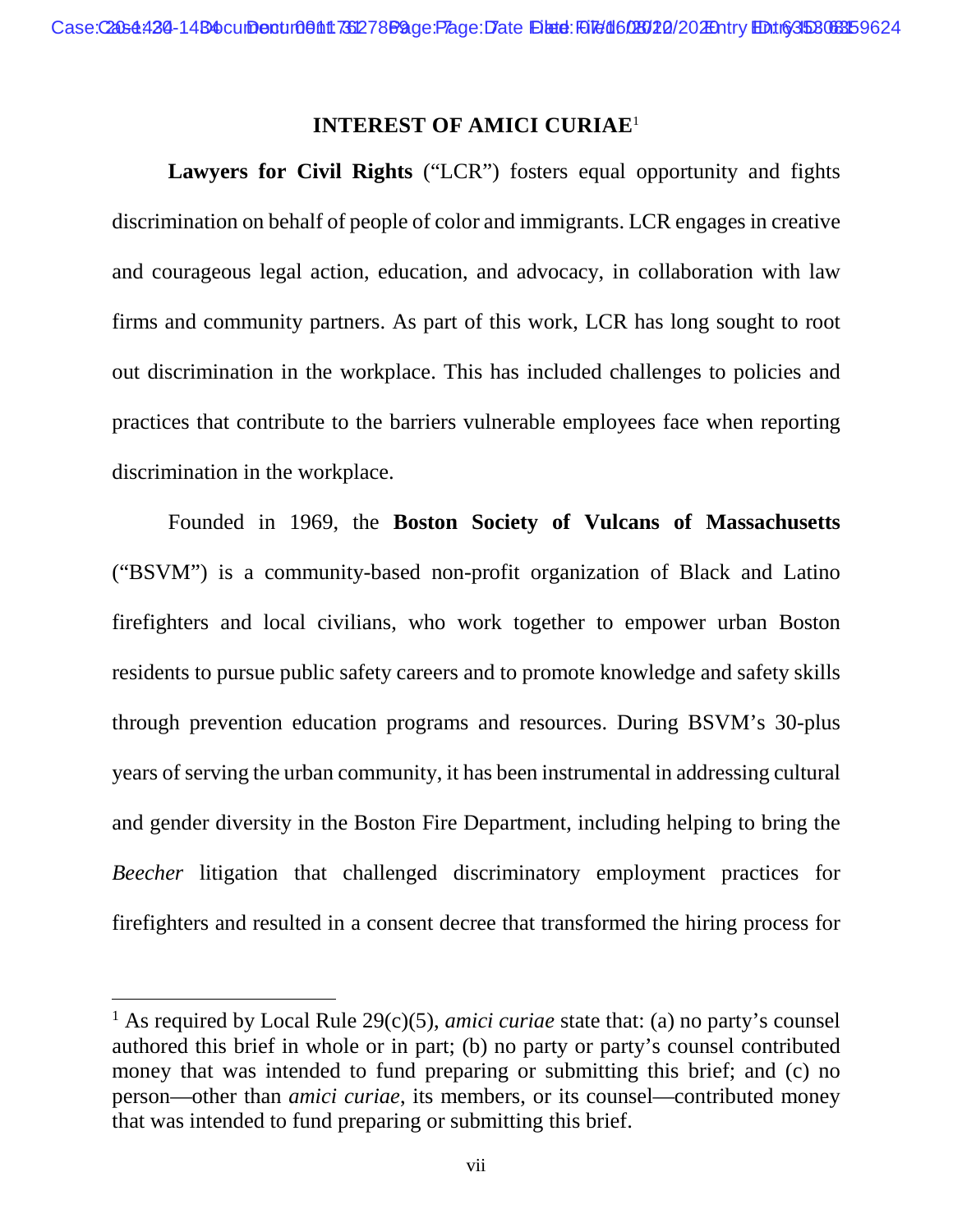## INTEREST OF AMICI CURIAE[1]

**Lawyers for Civil Rights** ("LCR") fosters equal opportunity and fights discrimination on behalf of people of color and immigrants. LCR engages in creative and courageous legal action, education, and advocacy, in collaboration with law firms and community partners. As part of this work, LCR has long sought to root out discrimination in the workplace. This has included challenges to policies and practices that contribute to the barriers vulnerable employees face when reporting discrimination in the workplace.

Founded in 1969, the **Boston Society of Vulcans of Massachusetts** ("BSVM") is a community-based non-profit organization of Black and Latino firefighters and local civilians, who work together to empower urban Boston residents to pursue public safety careers and to promote knowledge and safety skills through prevention education programs and resources. During BSVM's 30-plus years of serving the urban community, it has been instrumental in addressing cultural and gender diversity in the Boston Fire Department, including helping to bring the *Beecher* litigation that challenged discriminatory employment practices for firefighters and resulted in a consent decree that transformed the hiring process for

---

[1] As required by Local Rule 29(c)(5), *amici curiae* state that: (a) no party's counsel authored this brief in whole or in part; (b) no party or party's counsel contributed money that was intended to fund preparing or submitting this brief; and (c) no person—other than *amici curiae*, its members, or its counsel—contributed money that was intended to fund preparing or submitting this brief.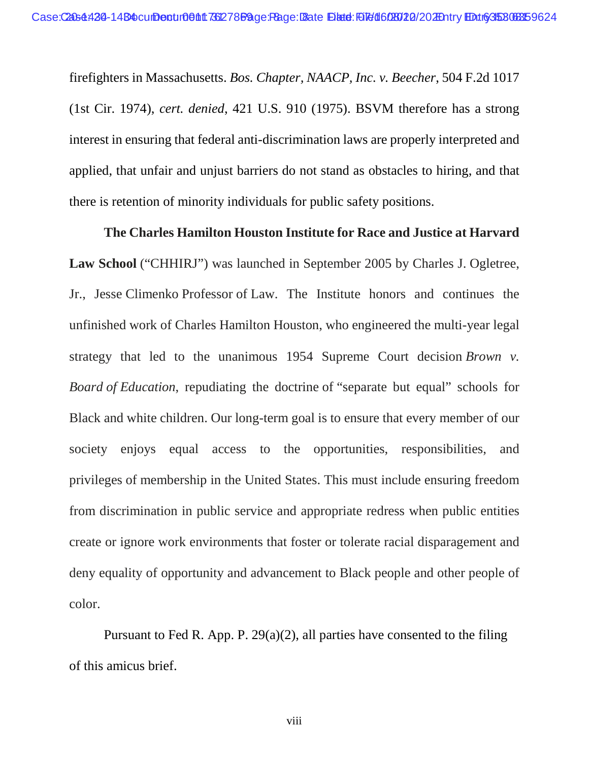firefighters in Massachusetts. *Bos. Chapter, NAACP, Inc. v. Beecher*, 504 F.2d 1017 (1st Cir. 1974), *cert. denied*, 421 U.S. 910 (1975). BSVM therefore has a strong interest in ensuring that federal anti-discrimination laws are properly interpreted and applied, that unfair and unjust barriers do not stand as obstacles to hiring, and that there is retention of minority individuals for public safety positions.

**The Charles Hamilton Houston Institute for Race and Justice at Harvard Law School** ("CHHIRJ") was launched in September 2005 by Charles J. Ogletree, Jr., Jesse Climenko Professor of Law. The Institute honors and continues the unfinished work of Charles Hamilton Houston, who engineered the multi-year legal strategy that led to the unanimous 1954 Supreme Court decision *Brown v. Board of Education*, repudiating the doctrine of "separate but equal" schools for Black and white children. Our long-term goal is to ensure that every member of our society enjoys equal access to the opportunities, responsibilities, and privileges of membership in the United States. This must include ensuring freedom from discrimination in public service and appropriate redress when public entities create or ignore work environments that foster or tolerate racial disparagement and deny equality of opportunity and advancement to Black people and other people of color.

Pursuant to Fed R. App. P. 29(a)(2), all parties have consented to the filing of this amicus brief.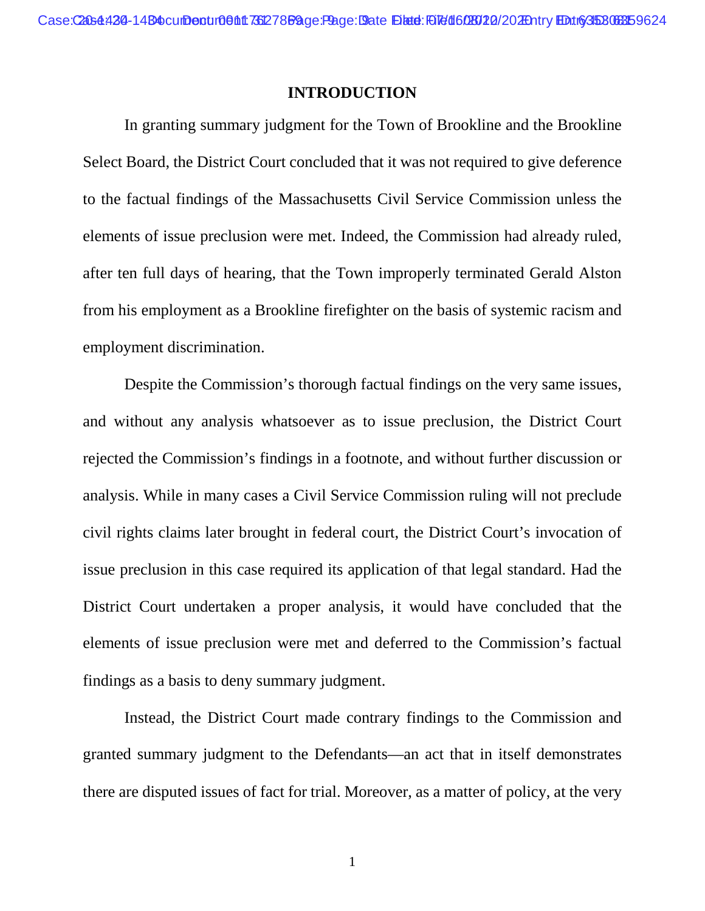## INTRODUCTION

In granting summary judgment for the Town of Brookline and the Brookline Select Board, the District Court concluded that it was not required to give deference to the factual findings of the Massachusetts Civil Service Commission unless the elements of issue preclusion were met. Indeed, the Commission had already ruled, after ten full days of hearing, that the Town improperly terminated Gerald Alston from his employment as a Brookline firefighter on the basis of systemic racism and employment discrimination.

Despite the Commission's thorough factual findings on the very same issues, and without any analysis whatsoever as to issue preclusion, the District Court rejected the Commission's findings in a footnote, and without further discussion or analysis. While in many cases a Civil Service Commission ruling will not preclude civil rights claims later brought in federal court, the District Court's invocation of issue preclusion in this case required its application of that legal standard. Had the District Court undertaken a proper analysis, it would have concluded that the elements of issue preclusion were met and deferred to the Commission's factual findings as a basis to deny summary judgment.

Instead, the District Court made contrary findings to the Commission and granted summary judgment to the Defendants—an act that in itself demonstrates there are disputed issues of fact for trial. Moreover, as a matter of policy, at the very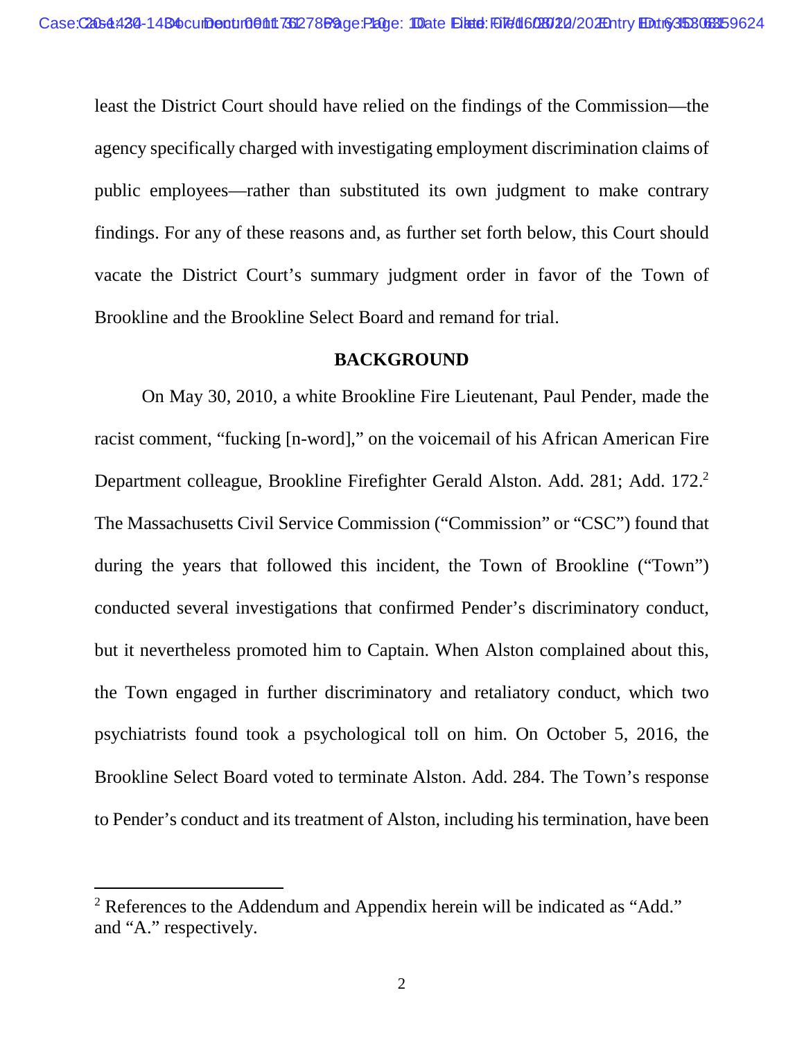least the District Court should have relied on the findings of the Commission—the agency specifically charged with investigating employment discrimination claims of public employees—rather than substituted its own judgment to make contrary findings. For any of these reasons and, as further set forth below, this Court should vacate the District Court's summary judgment order in favor of the Town of Brookline and the Brookline Select Board and remand for trial.

## BACKGROUND

On May 30, 2010, a white Brookline Fire Lieutenant, Paul Pender, made the racist comment, "fucking [n-word]," on the voicemail of his African American Fire Department colleague, Brookline Firefighter Gerald Alston. Add. 281; Add. 172.[2] The Massachusetts Civil Service Commission ("Commission" or "CSC") found that during the years that followed this incident, the Town of Brookline ("Town") conducted several investigations that confirmed Pender's discriminatory conduct, but it nevertheless promoted him to Captain. When Alston complained about this, the Town engaged in further discriminatory and retaliatory conduct, which two psychiatrists found took a psychological toll on him. On October 5, 2016, the Brookline Select Board voted to terminate Alston. Add. 284. The Town's response to Pender's conduct and its treatment of Alston, including his termination, have been

[2] References to the Addendum and Appendix herein will be indicated as "Add." and "A." respectively.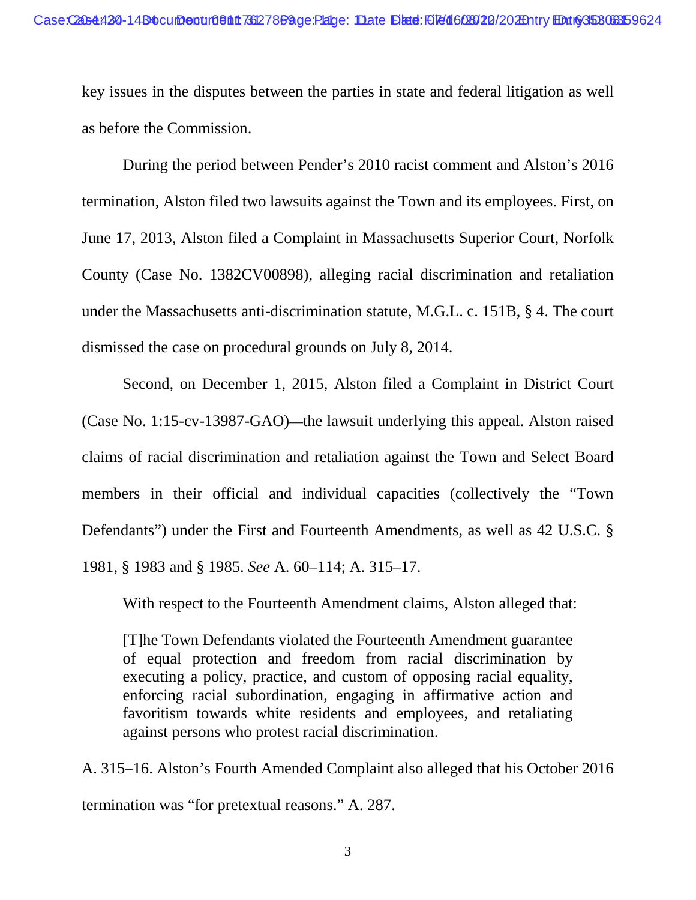key issues in the disputes between the parties in state and federal litigation as well as before the Commission.

During the period between Pender's 2010 racist comment and Alston's 2016 termination, Alston filed two lawsuits against the Town and its employees. First, on June 17, 2013, Alston filed a Complaint in Massachusetts Superior Court, Norfolk County (Case No. 1382CV00898), alleging racial discrimination and retaliation under the Massachusetts anti-discrimination statute, M.G.L. c. 151B, § 4. The court dismissed the case on procedural grounds on July 8, 2014.

Second, on December 1, 2015, Alston filed a Complaint in District Court (Case No. 1:15-cv-13987-GAO)—the lawsuit underlying this appeal. Alston raised claims of racial discrimination and retaliation against the Town and Select Board members in their official and individual capacities (collectively the "Town Defendants") under the First and Fourteenth Amendments, as well as 42 U.S.C. § 1981, § 1983 and § 1985. *See* A. 60–114; A. 315–17.

With respect to the Fourteenth Amendment claims, Alston alleged that:

> [T]he Town Defendants violated the Fourteenth Amendment guarantee of equal protection and freedom from racial discrimination by executing a policy, practice, and custom of opposing racial equality, enforcing racial subordination, engaging in affirmative action and favoritism towards white residents and employees, and retaliating against persons who protest racial discrimination.

A. 315–16. Alston's Fourth Amended Complaint also alleged that his October 2016 termination was "for pretextual reasons." A. 287.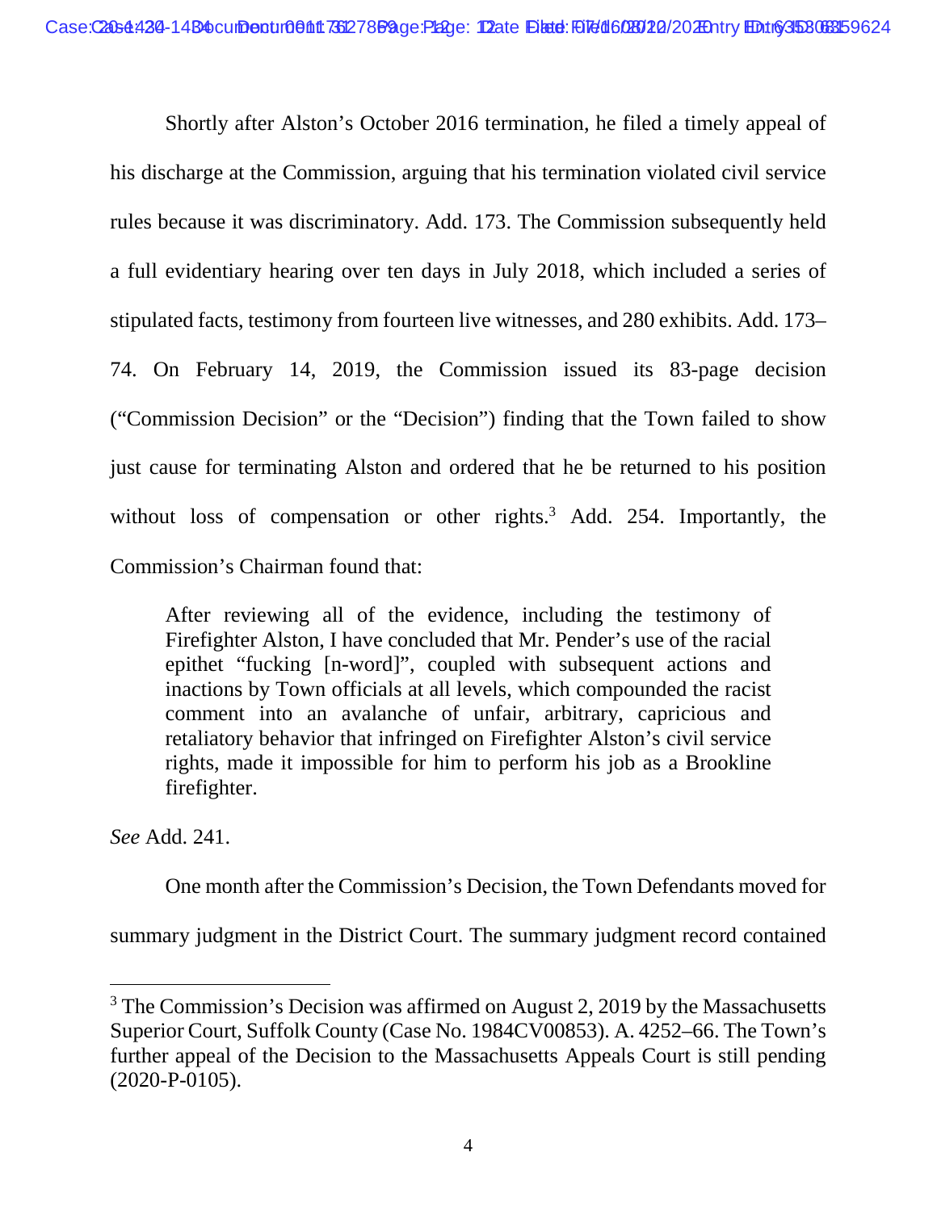Shortly after Alston's October 2016 termination, he filed a timely appeal of his discharge at the Commission, arguing that his termination violated civil service rules because it was discriminatory. Add. 173. The Commission subsequently held a full evidentiary hearing over ten days in July 2018, which included a series of stipulated facts, testimony from fourteen live witnesses, and 280 exhibits. Add. 173–74. On February 14, 2019, the Commission issued its 83-page decision ("Commission Decision" or the "Decision") finding that the Town failed to show just cause for terminating Alston and ordered that he be returned to his position without loss of compensation or other rights.[3] Add. 254. Importantly, the Commission's Chairman found that:

> After reviewing all of the evidence, including the testimony of Firefighter Alston, I have concluded that Mr. Pender's use of the racial epithet "fucking [n-word]", coupled with subsequent actions and inactions by Town officials at all levels, which compounded the racist comment into an avalanche of unfair, arbitrary, capricious and retaliatory behavior that infringed on Firefighter Alston's civil service rights, made it impossible for him to perform his job as a Brookline firefighter.

*See* Add. 241.

One month after the Commission's Decision, the Town Defendants moved for summary judgment in the District Court. The summary judgment record contained

---

[3] The Commission's Decision was affirmed on August 2, 2019 by the Massachusetts Superior Court, Suffolk County (Case No. 1984CV00853). A. 4252–66. The Town's further appeal of the Decision to the Massachusetts Appeals Court is still pending (2020-P-0105).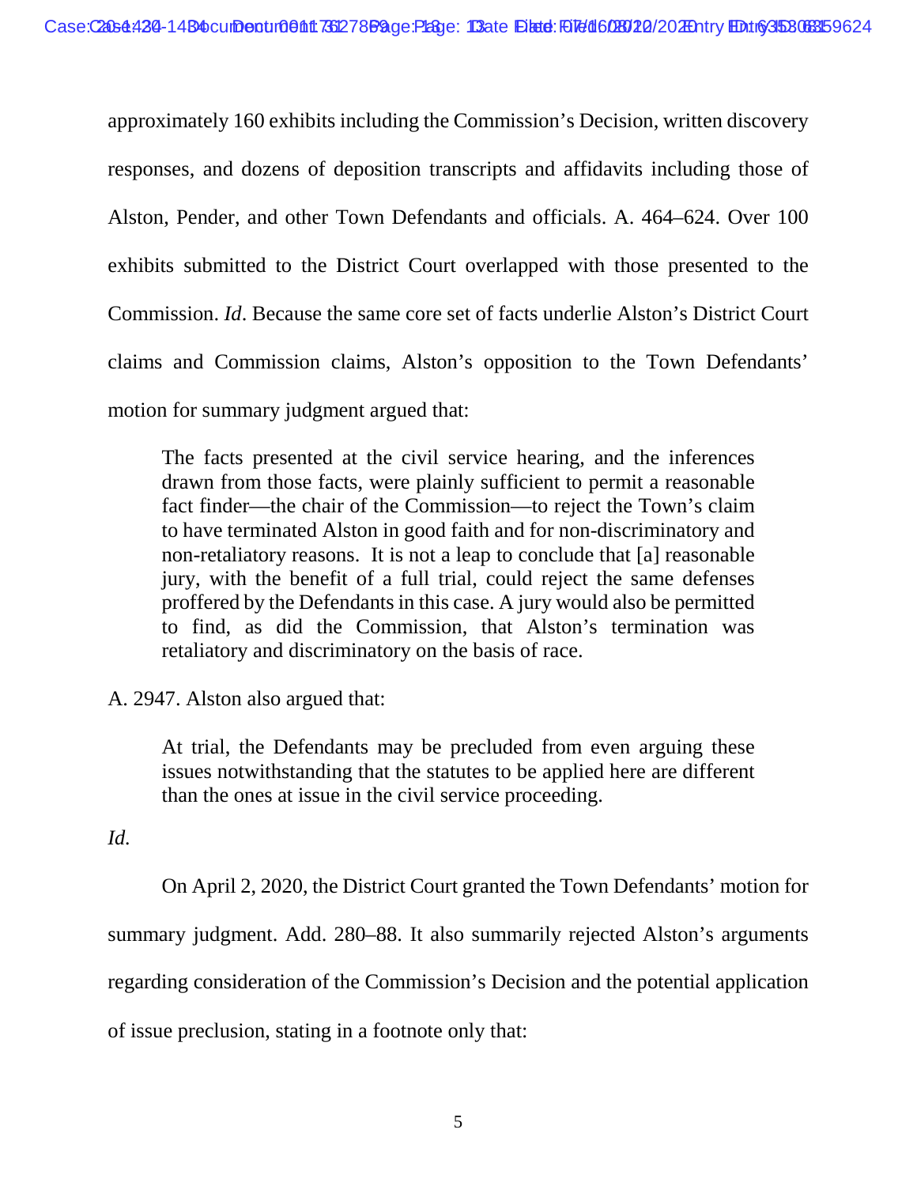approximately 160 exhibits including the Commission's Decision, written discovery responses, and dozens of deposition transcripts and affidavits including those of Alston, Pender, and other Town Defendants and officials. A. 464–624. Over 100 exhibits submitted to the District Court overlapped with those presented to the Commission. *Id*. Because the same core set of facts underlie Alston's District Court claims and Commission claims, Alston's opposition to the Town Defendants' motion for summary judgment argued that:

> The facts presented at the civil service hearing, and the inferences drawn from those facts, were plainly sufficient to permit a reasonable fact finder—the chair of the Commission—to reject the Town's claim to have terminated Alston in good faith and for non-discriminatory and non-retaliatory reasons. It is not a leap to conclude that [a] reasonable jury, with the benefit of a full trial, could reject the same defenses proffered by the Defendants in this case. A jury would also be permitted to find, as did the Commission, that Alston's termination was retaliatory and discriminatory on the basis of race.

A. 2947. Alston also argued that:

> At trial, the Defendants may be precluded from even arguing these issues notwithstanding that the statutes to be applied here are different than the ones at issue in the civil service proceeding.

*Id.*

On April 2, 2020, the District Court granted the Town Defendants' motion for summary judgment. Add. 280–88. It also summarily rejected Alston's arguments regarding consideration of the Commission's Decision and the potential application of issue preclusion, stating in a footnote only that: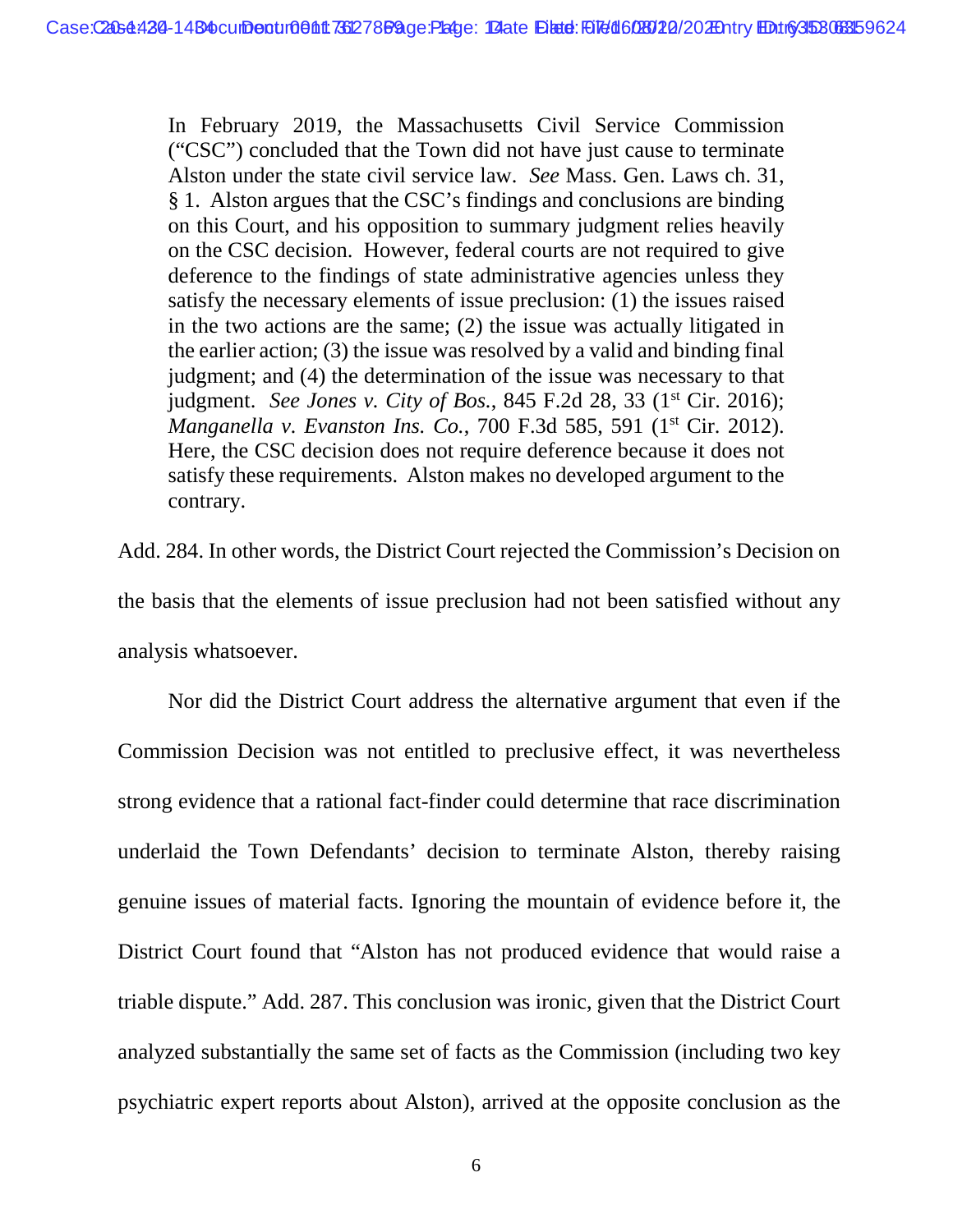> In February 2019, the Massachusetts Civil Service Commission ("CSC") concluded that the Town did not have just cause to terminate Alston under the state civil service law. *See* Mass. Gen. Laws ch. 31, § 1. Alston argues that the CSC's findings and conclusions are binding on this Court, and his opposition to summary judgment relies heavily on the CSC decision. However, federal courts are not required to give deference to the findings of state administrative agencies unless they satisfy the necessary elements of issue preclusion: (1) the issues raised in the two actions are the same; (2) the issue was actually litigated in the earlier action; (3) the issue was resolved by a valid and binding final judgment; and (4) the determination of the issue was necessary to that judgment. *See Jones v. City of Bos.*, 845 F.2d 28, 33 (1st Cir. 2016); *Manganella v. Evanston Ins. Co.*, 700 F.3d 585, 591 (1st Cir. 2012). Here, the CSC decision does not require deference because it does not satisfy these requirements. Alston makes no developed argument to the contrary.

Add. 284. In other words, the District Court rejected the Commission's Decision on the basis that the elements of issue preclusion had not been satisfied without any analysis whatsoever.

Nor did the District Court address the alternative argument that even if the Commission Decision was not entitled to preclusive effect, it was nevertheless strong evidence that a rational fact-finder could determine that race discrimination underlaid the Town Defendants' decision to terminate Alston, thereby raising genuine issues of material facts. Ignoring the mountain of evidence before it, the District Court found that "Alston has not produced evidence that would raise a triable dispute." Add. 287. This conclusion was ironic, given that the District Court analyzed substantially the same set of facts as the Commission (including two key psychiatric expert reports about Alston), arrived at the opposite conclusion as the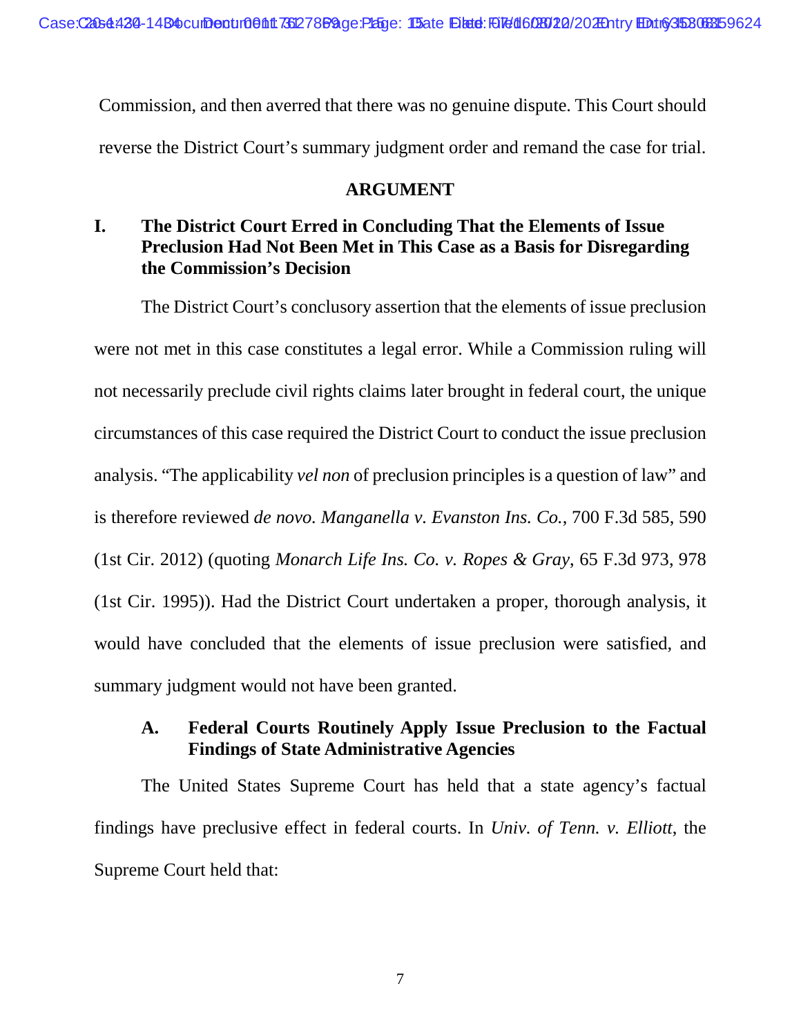Commission, and then averred that there was no genuine dispute. This Court should reverse the District Court's summary judgment order and remand the case for trial.

## ARGUMENT

### I. The District Court Erred in Concluding That the Elements of Issue Preclusion Had Not Been Met in This Case as a Basis for Disregarding the Commission's Decision

The District Court's conclusory assertion that the elements of issue preclusion were not met in this case constitutes a legal error. While a Commission ruling will not necessarily preclude civil rights claims later brought in federal court, the unique circumstances of this case required the District Court to conduct the issue preclusion analysis. "The applicability *vel non* of preclusion principles is a question of law" and is therefore reviewed *de novo. Manganella v. Evanston Ins. Co.*, 700 F.3d 585, 590 (1st Cir. 2012) (quoting *Monarch Life Ins. Co. v. Ropes & Gray*, 65 F.3d 973, 978 (1st Cir. 1995)). Had the District Court undertaken a proper, thorough analysis, it would have concluded that the elements of issue preclusion were satisfied, and summary judgment would not have been granted.

#### A. Federal Courts Routinely Apply Issue Preclusion to the Factual Findings of State Administrative Agencies

The United States Supreme Court has held that a state agency's factual findings have preclusive effect in federal courts. In *Univ. of Tenn. v. Elliott*, the Supreme Court held that: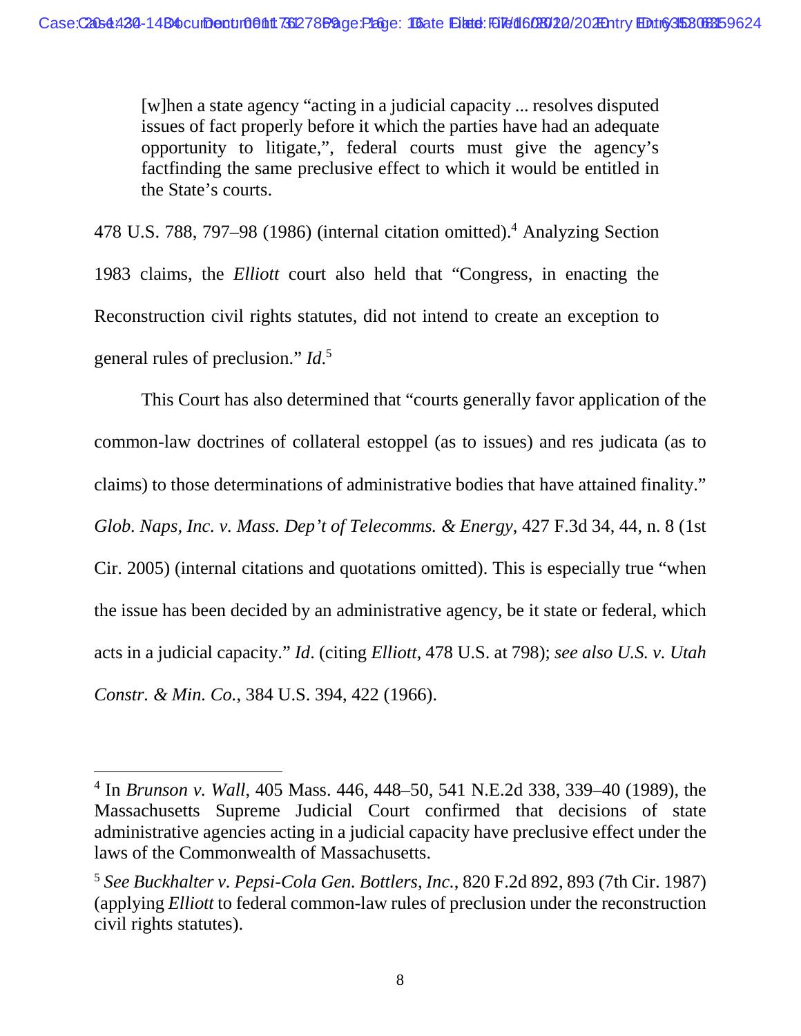> [w]hen a state agency "acting in a judicial capacity ... resolves disputed issues of fact properly before it which the parties have had an adequate opportunity to litigate,", federal courts must give the agency's factfinding the same preclusive effect to which it would be entitled in the State's courts.

478 U.S. 788, 797–98 (1986) (internal citation omitted).[4] Analyzing Section 1983 claims, the *Elliott* court also held that "Congress, in enacting the Reconstruction civil rights statutes, did not intend to create an exception to general rules of preclusion." *Id*.[5]

This Court has also determined that "courts generally favor application of the common-law doctrines of collateral estoppel (as to issues) and res judicata (as to claims) to those determinations of administrative bodies that have attained finality." *Glob. Naps, Inc. v. Mass. Dep't of Telecomms. & Energy*, 427 F.3d 34, 44, n. 8 (1st Cir. 2005) (internal citations and quotations omitted). This is especially true "when the issue has been decided by an administrative agency, be it state or federal, which acts in a judicial capacity." *Id*. (citing *Elliott*, 478 U.S. at 798); *see also U.S. v. Utah Constr. & Min. Co.*, 384 U.S. 394, 422 (1966).

---

[4] In *Brunson v. Wall*, 405 Mass. 446, 448–50, 541 N.E.2d 338, 339–40 (1989), the Massachusetts Supreme Judicial Court confirmed that decisions of state administrative agencies acting in a judicial capacity have preclusive effect under the laws of the Commonwealth of Massachusetts.

[5] *See Buckhalter v. Pepsi-Cola Gen. Bottlers, Inc.*, 820 F.2d 892, 893 (7th Cir. 1987) (applying *Elliott* to federal common-law rules of preclusion under the reconstruction civil rights statutes).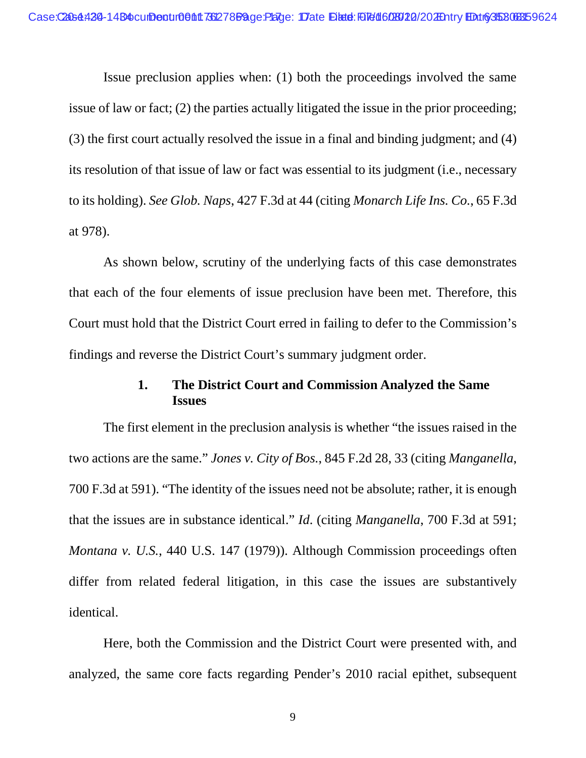Issue preclusion applies when: (1) both the proceedings involved the same issue of law or fact; (2) the parties actually litigated the issue in the prior proceeding; (3) the first court actually resolved the issue in a final and binding judgment; and (4) its resolution of that issue of law or fact was essential to its judgment (i.e., necessary to its holding). *See Glob. Naps*, 427 F.3d at 44 (citing *Monarch Life Ins. Co.*, 65 F.3d at 978).

As shown below, scrutiny of the underlying facts of this case demonstrates that each of the four elements of issue preclusion have been met. Therefore, this Court must hold that the District Court erred in failing to defer to the Commission's findings and reverse the District Court's summary judgment order.

### 1. The District Court and Commission Analyzed the Same Issues

The first element in the preclusion analysis is whether "the issues raised in the two actions are the same." *Jones v. City of Bos.*, 845 F.2d 28, 33 (citing *Manganella*, 700 F.3d at 591). "The identity of the issues need not be absolute; rather, it is enough that the issues are in substance identical." *Id*. (citing *Manganella*, 700 F.3d at 591; *Montana v. U.S.*, 440 U.S. 147 (1979)). Although Commission proceedings often differ from related federal litigation, in this case the issues are substantively identical.

Here, both the Commission and the District Court were presented with, and analyzed, the same core facts regarding Pender's 2010 racial epithet, subsequent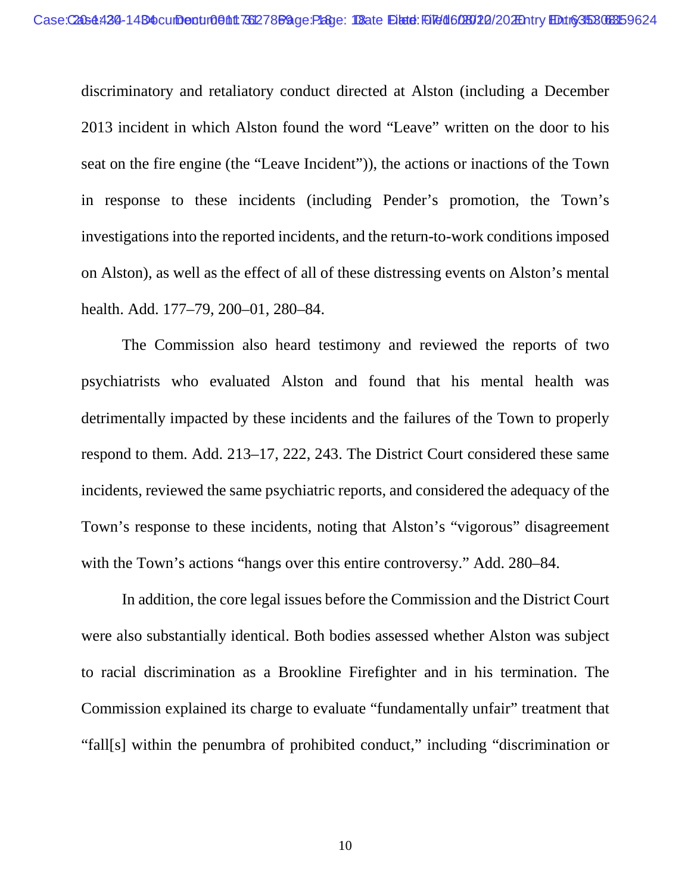discriminatory and retaliatory conduct directed at Alston (including a December 2013 incident in which Alston found the word "Leave" written on the door to his seat on the fire engine (the "Leave Incident")), the actions or inactions of the Town in response to these incidents (including Pender's promotion, the Town's investigations into the reported incidents, and the return-to-work conditions imposed on Alston), as well as the effect of all of these distressing events on Alston's mental health. Add. 177–79, 200–01, 280–84.

The Commission also heard testimony and reviewed the reports of two psychiatrists who evaluated Alston and found that his mental health was detrimentally impacted by these incidents and the failures of the Town to properly respond to them. Add. 213–17, 222, 243. The District Court considered these same incidents, reviewed the same psychiatric reports, and considered the adequacy of the Town's response to these incidents, noting that Alston's "vigorous" disagreement with the Town's actions "hangs over this entire controversy." Add. 280–84.

In addition, the core legal issues before the Commission and the District Court were also substantially identical. Both bodies assessed whether Alston was subject to racial discrimination as a Brookline Firefighter and in his termination. The Commission explained its charge to evaluate "fundamentally unfair" treatment that "fall[s] within the penumbra of prohibited conduct," including "discrimination or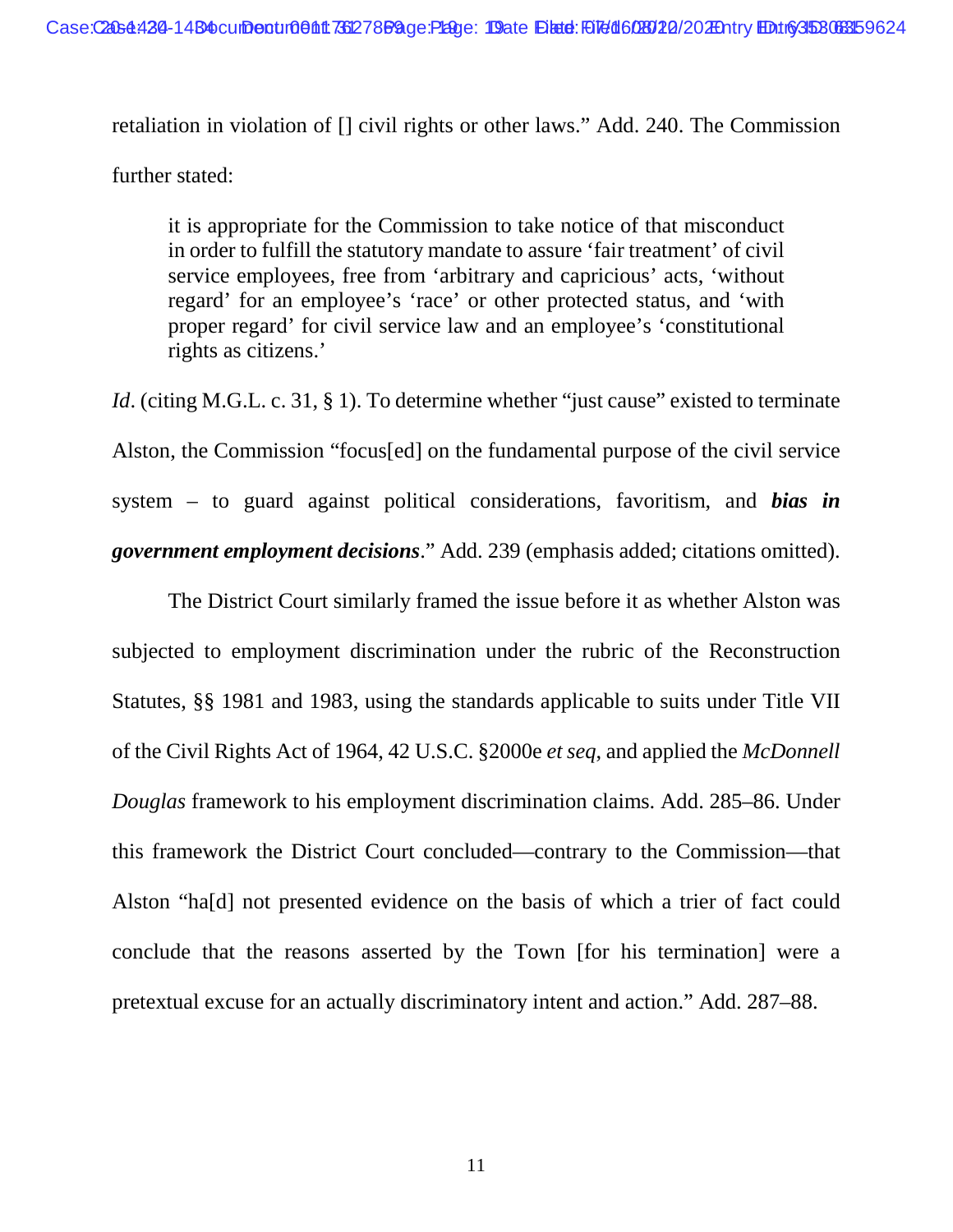retaliation in violation of [] civil rights or other laws." Add. 240. The Commission further stated:

> it is appropriate for the Commission to take notice of that misconduct in order to fulfill the statutory mandate to assure 'fair treatment' of civil service employees, free from 'arbitrary and capricious' acts, 'without regard' for an employee's 'race' or other protected status, and 'with proper regard' for civil service law and an employee's 'constitutional rights as citizens.'

*Id*. (citing M.G.L. c. 31, § 1). To determine whether "just cause" existed to terminate Alston, the Commission "focus[ed] on the fundamental purpose of the civil service system – to guard against political considerations, favoritism, and ***bias in government employment decisions***." Add. 239 (emphasis added; citations omitted).

The District Court similarly framed the issue before it as whether Alston was subjected to employment discrimination under the rubric of the Reconstruction Statutes, §§ 1981 and 1983, using the standards applicable to suits under Title VII of the Civil Rights Act of 1964, 42 U.S.C. §2000e *et seq*, and applied the *McDonnell Douglas* framework to his employment discrimination claims. Add. 285–86. Under this framework the District Court concluded—contrary to the Commission—that Alston "ha[d] not presented evidence on the basis of which a trier of fact could conclude that the reasons asserted by the Town [for his termination] were a pretextual excuse for an actually discriminatory intent and action." Add. 287–88.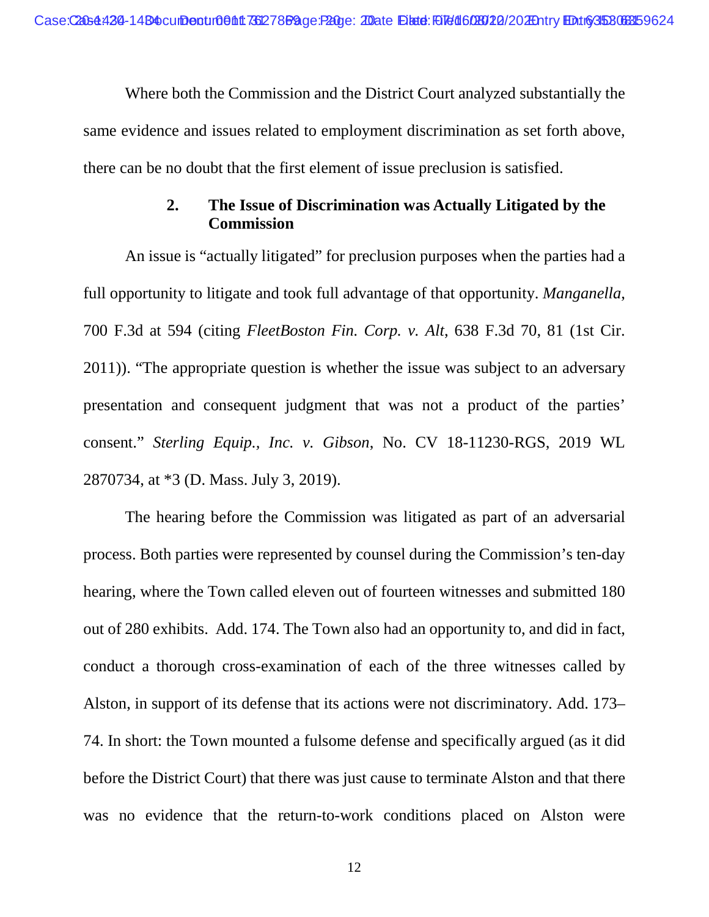Where both the Commission and the District Court analyzed substantially the same evidence and issues related to employment discrimination as set forth above, there can be no doubt that the first element of issue preclusion is satisfied.

### 2. The Issue of Discrimination was Actually Litigated by the Commission

An issue is "actually litigated" for preclusion purposes when the parties had a full opportunity to litigate and took full advantage of that opportunity. *Manganella*, 700 F.3d at 594 (citing *FleetBoston Fin. Corp. v. Alt*, 638 F.3d 70, 81 (1st Cir. 2011)). "The appropriate question is whether the issue was subject to an adversary presentation and consequent judgment that was not a product of the parties' consent." *Sterling Equip., Inc. v. Gibson*, No. CV 18-11230-RGS, 2019 WL 2870734, at *3 (D. Mass. July 3, 2019).

The hearing before the Commission was litigated as part of an adversarial process. Both parties were represented by counsel during the Commission's ten-day hearing, where the Town called eleven out of fourteen witnesses and submitted 180 out of 280 exhibits. Add. 174. The Town also had an opportunity to, and did in fact, conduct a thorough cross-examination of each of the three witnesses called by Alston, in support of its defense that its actions were not discriminatory. Add. 173–74. In short: the Town mounted a fulsome defense and specifically argued (as it did before the District Court) that there was just cause to terminate Alston and that there was no evidence that the return-to-work conditions placed on Alston were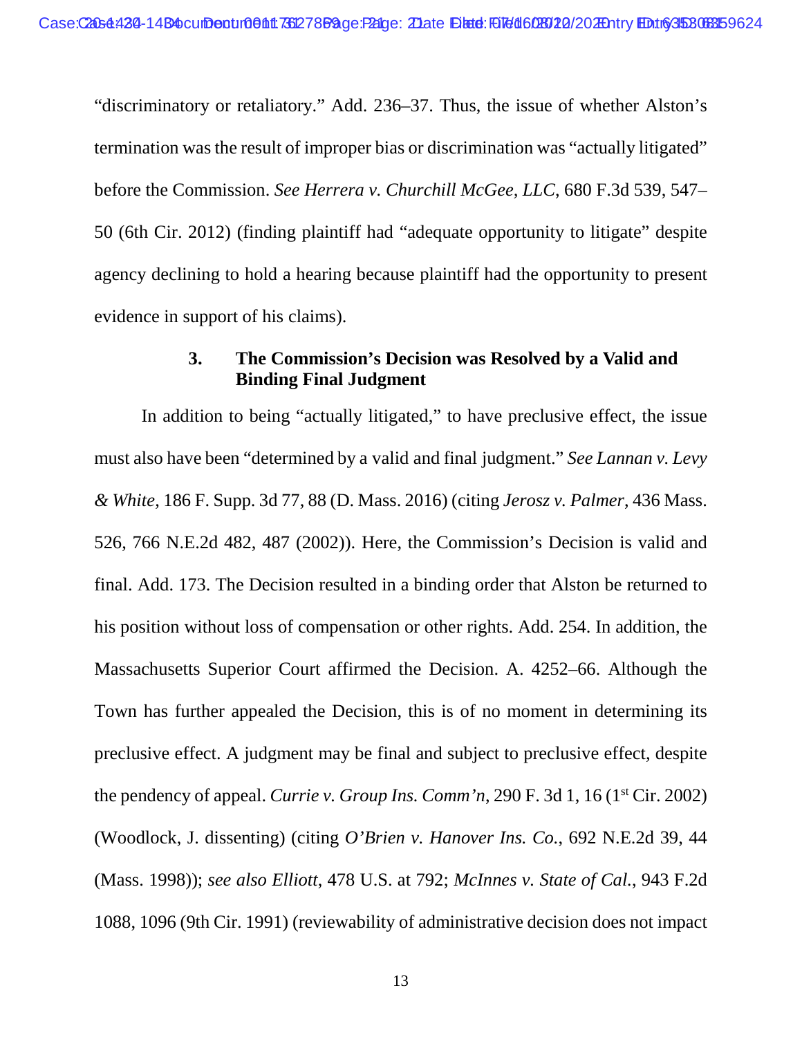"discriminatory or retaliatory." Add. 236–37. Thus, the issue of whether Alston's termination was the result of improper bias or discrimination was "actually litigated" before the Commission. *See Herrera v. Churchill McGee, LLC*, 680 F.3d 539, 547–50 (6th Cir. 2012) (finding plaintiff had "adequate opportunity to litigate" despite agency declining to hold a hearing because plaintiff had the opportunity to present evidence in support of his claims).

### 3. The Commission's Decision was Resolved by a Valid and Binding Final Judgment

In addition to being "actually litigated," to have preclusive effect, the issue must also have been "determined by a valid and final judgment." *See Lannan v. Levy & White*, 186 F. Supp. 3d 77, 88 (D. Mass. 2016) (citing *Jerosz v. Palmer*, 436 Mass. 526, 766 N.E.2d 482, 487 (2002)). Here, the Commission's Decision is valid and final. Add. 173. The Decision resulted in a binding order that Alston be returned to his position without loss of compensation or other rights. Add. 254. In addition, the Massachusetts Superior Court affirmed the Decision. A. 4252–66. Although the Town has further appealed the Decision, this is of no moment in determining its preclusive effect. A judgment may be final and subject to preclusive effect, despite the pendency of appeal. *Currie v. Group Ins. Comm'n*, 290 F. 3d 1, 16 (1st Cir. 2002) (Woodlock, J. dissenting) (citing *O'Brien v. Hanover Ins. Co.*, 692 N.E.2d 39, 44 (Mass. 1998)); *see also Elliott*, 478 U.S. at 792; *McInnes v. State of Cal.*, 943 F.2d 1088, 1096 (9th Cir. 1991) (reviewability of administrative decision does not impact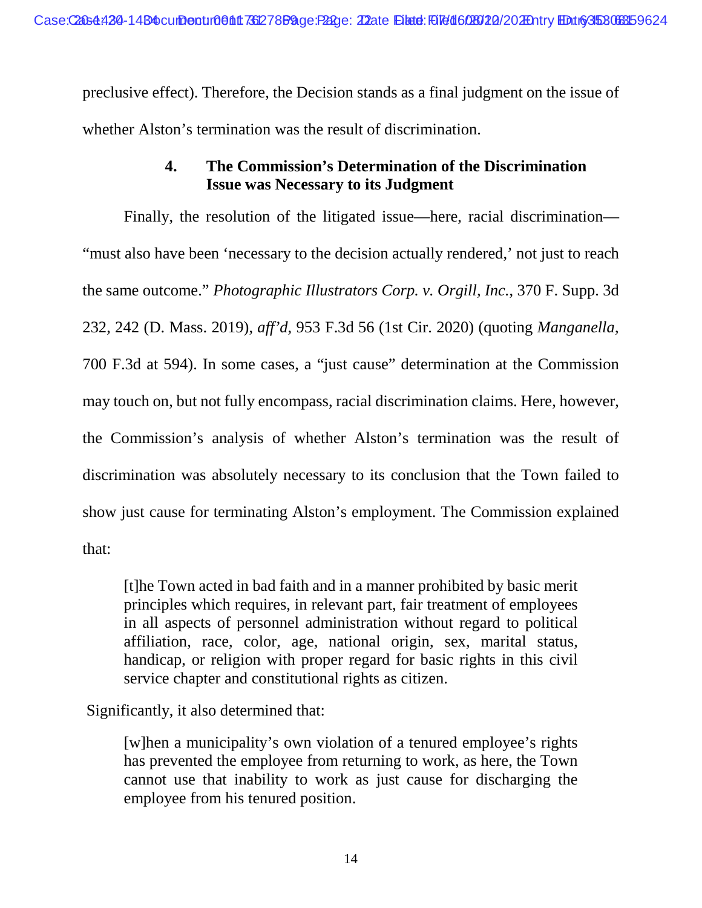preclusive effect). Therefore, the Decision stands as a final judgment on the issue of whether Alston's termination was the result of discrimination.

#### 4. The Commission's Determination of the Discrimination Issue was Necessary to its Judgment

Finally, the resolution of the litigated issue—here, racial discrimination—"must also have been 'necessary to the decision actually rendered,' not just to reach the same outcome." *Photographic Illustrators Corp. v. Orgill, Inc.*, 370 F. Supp. 3d 232, 242 (D. Mass. 2019), *aff'd*, 953 F.3d 56 (1st Cir. 2020) (quoting *Manganella*, 700 F.3d at 594). In some cases, a "just cause" determination at the Commission may touch on, but not fully encompass, racial discrimination claims. Here, however, the Commission's analysis of whether Alston's termination was the result of discrimination was absolutely necessary to its conclusion that the Town failed to show just cause for terminating Alston's employment. The Commission explained that:

> [t]he Town acted in bad faith and in a manner prohibited by basic merit principles which requires, in relevant part, fair treatment of employees in all aspects of personnel administration without regard to political affiliation, race, color, age, national origin, sex, marital status, handicap, or religion with proper regard for basic rights in this civil service chapter and constitutional rights as citizen.

Significantly, it also determined that:

> [w]hen a municipality's own violation of a tenured employee's rights has prevented the employee from returning to work, as here, the Town cannot use that inability to work as just cause for discharging the employee from his tenured position.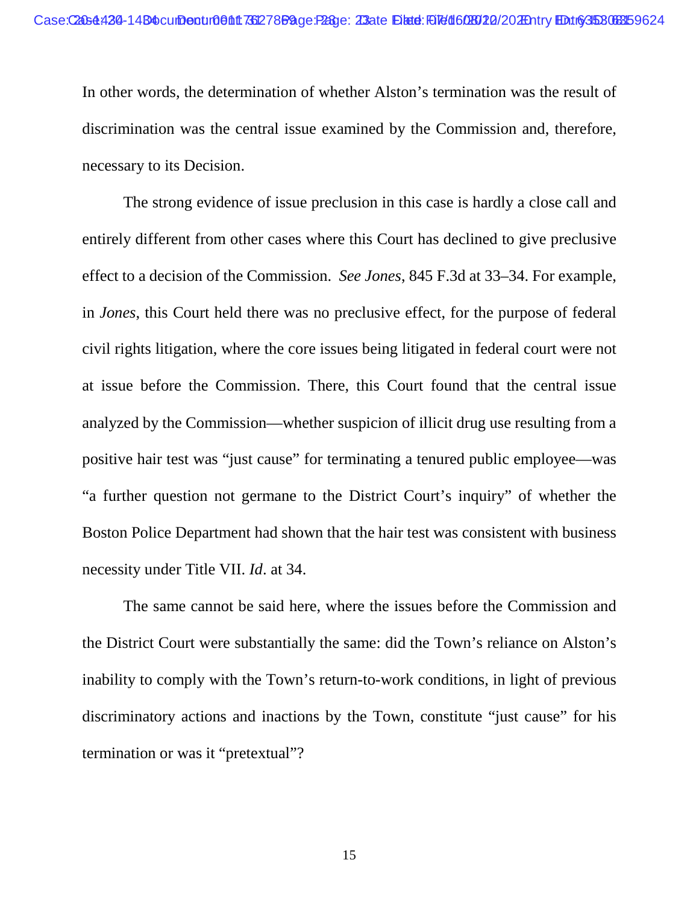In other words, the determination of whether Alston's termination was the result of discrimination was the central issue examined by the Commission and, therefore, necessary to its Decision.

The strong evidence of issue preclusion in this case is hardly a close call and entirely different from other cases where this Court has declined to give preclusive effect to a decision of the Commission. *See Jones*, 845 F.3d at 33–34. For example, in *Jones*, this Court held there was no preclusive effect, for the purpose of federal civil rights litigation, where the core issues being litigated in federal court were not at issue before the Commission. There, this Court found that the central issue analyzed by the Commission—whether suspicion of illicit drug use resulting from a positive hair test was "just cause" for terminating a tenured public employee—was "a further question not germane to the District Court's inquiry" of whether the Boston Police Department had shown that the hair test was consistent with business necessity under Title VII. *Id*. at 34.

The same cannot be said here, where the issues before the Commission and the District Court were substantially the same: did the Town's reliance on Alston's inability to comply with the Town's return-to-work conditions, in light of previous discriminatory actions and inactions by the Town, constitute "just cause" for his termination or was it "pretextual"?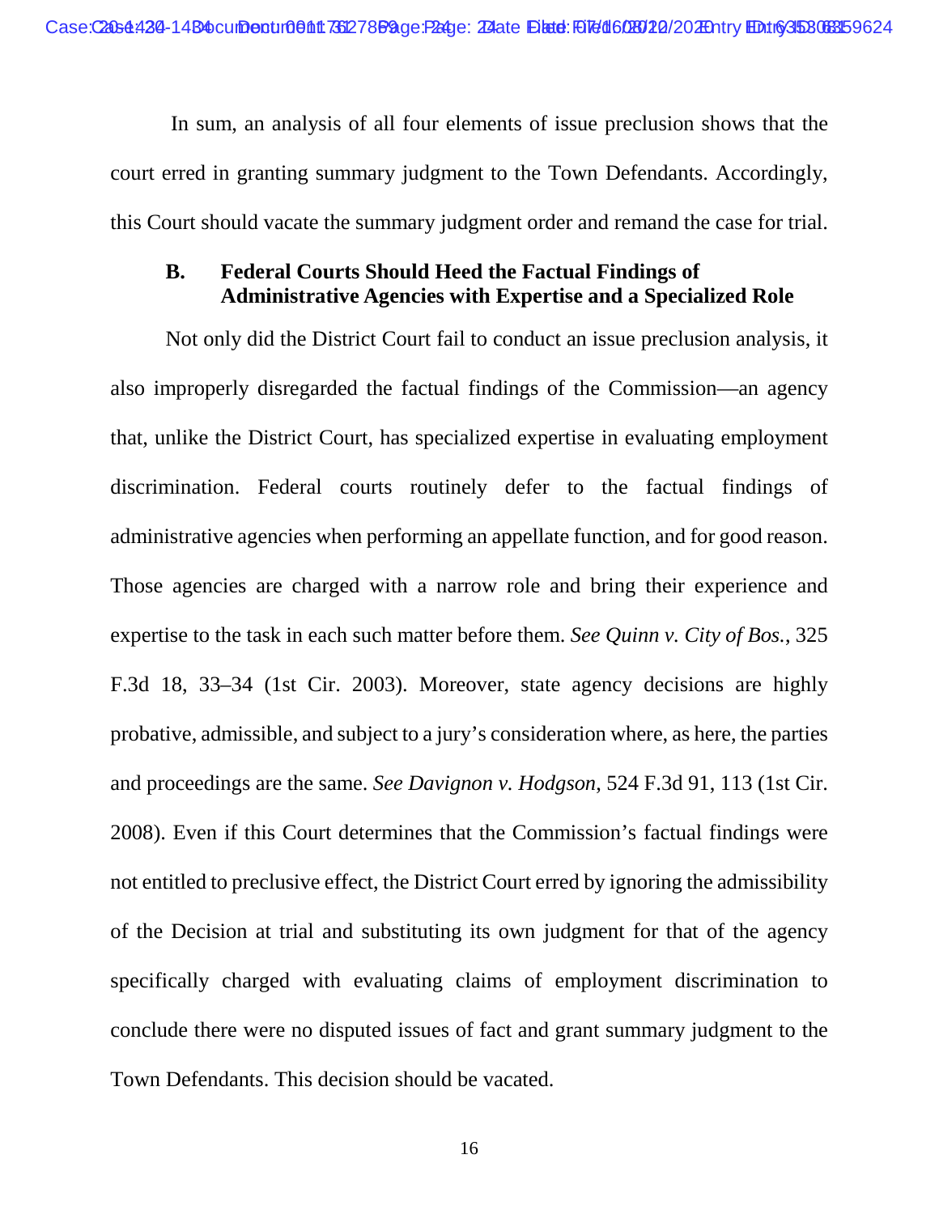In sum, an analysis of all four elements of issue preclusion shows that the court erred in granting summary judgment to the Town Defendants. Accordingly, this Court should vacate the summary judgment order and remand the case for trial.

### B. Federal Courts Should Heed the Factual Findings of Administrative Agencies with Expertise and a Specialized Role

Not only did the District Court fail to conduct an issue preclusion analysis, it also improperly disregarded the factual findings of the Commission—an agency that, unlike the District Court, has specialized expertise in evaluating employment discrimination. Federal courts routinely defer to the factual findings of administrative agencies when performing an appellate function, and for good reason. Those agencies are charged with a narrow role and bring their experience and expertise to the task in each such matter before them. *See Quinn v. City of Bos.*, 325 F.3d 18, 33–34 (1st Cir. 2003). Moreover, state agency decisions are highly probative, admissible, and subject to a jury's consideration where, as here, the parties and proceedings are the same. *See Davignon v. Hodgson*, 524 F.3d 91, 113 (1st Cir. 2008). Even if this Court determines that the Commission's factual findings were not entitled to preclusive effect, the District Court erred by ignoring the admissibility of the Decision at trial and substituting its own judgment for that of the agency specifically charged with evaluating claims of employment discrimination to conclude there were no disputed issues of fact and grant summary judgment to the Town Defendants. This decision should be vacated.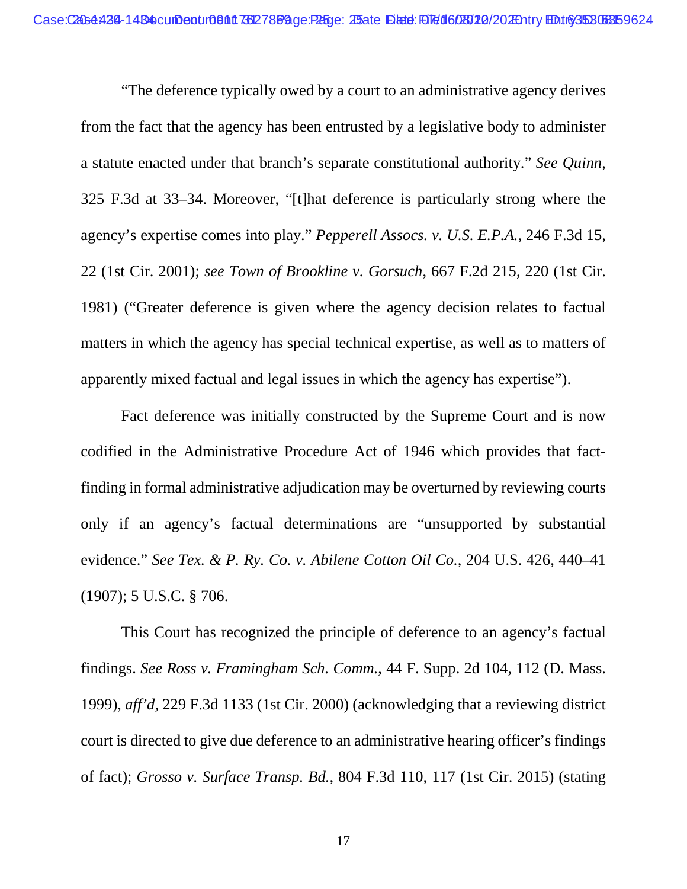"The deference typically owed by a court to an administrative agency derives from the fact that the agency has been entrusted by a legislative body to administer a statute enacted under that branch's separate constitutional authority." *See Quinn*, 325 F.3d at 33–34. Moreover, "[t]hat deference is particularly strong where the agency's expertise comes into play." *Pepperell Assocs. v. U.S. E.P.A.*, 246 F.3d 15, 22 (1st Cir. 2001); *see Town of Brookline v. Gorsuch*, 667 F.2d 215, 220 (1st Cir. 1981) ("Greater deference is given where the agency decision relates to factual matters in which the agency has special technical expertise, as well as to matters of apparently mixed factual and legal issues in which the agency has expertise").

Fact deference was initially constructed by the Supreme Court and is now codified in the Administrative Procedure Act of 1946 which provides that fact-finding in formal administrative adjudication may be overturned by reviewing courts only if an agency's factual determinations are "unsupported by substantial evidence." *See Tex. & P. Ry. Co. v. Abilene Cotton Oil Co.*, 204 U.S. 426, 440–41 (1907); 5 U.S.C. § 706.

This Court has recognized the principle of deference to an agency's factual findings. *See Ross v. Framingham Sch. Comm.*, 44 F. Supp. 2d 104, 112 (D. Mass. 1999), *aff'd*, 229 F.3d 1133 (1st Cir. 2000) (acknowledging that a reviewing district court is directed to give due deference to an administrative hearing officer's findings of fact); *Grosso v. Surface Transp. Bd.*, 804 F.3d 110, 117 (1st Cir. 2015) (stating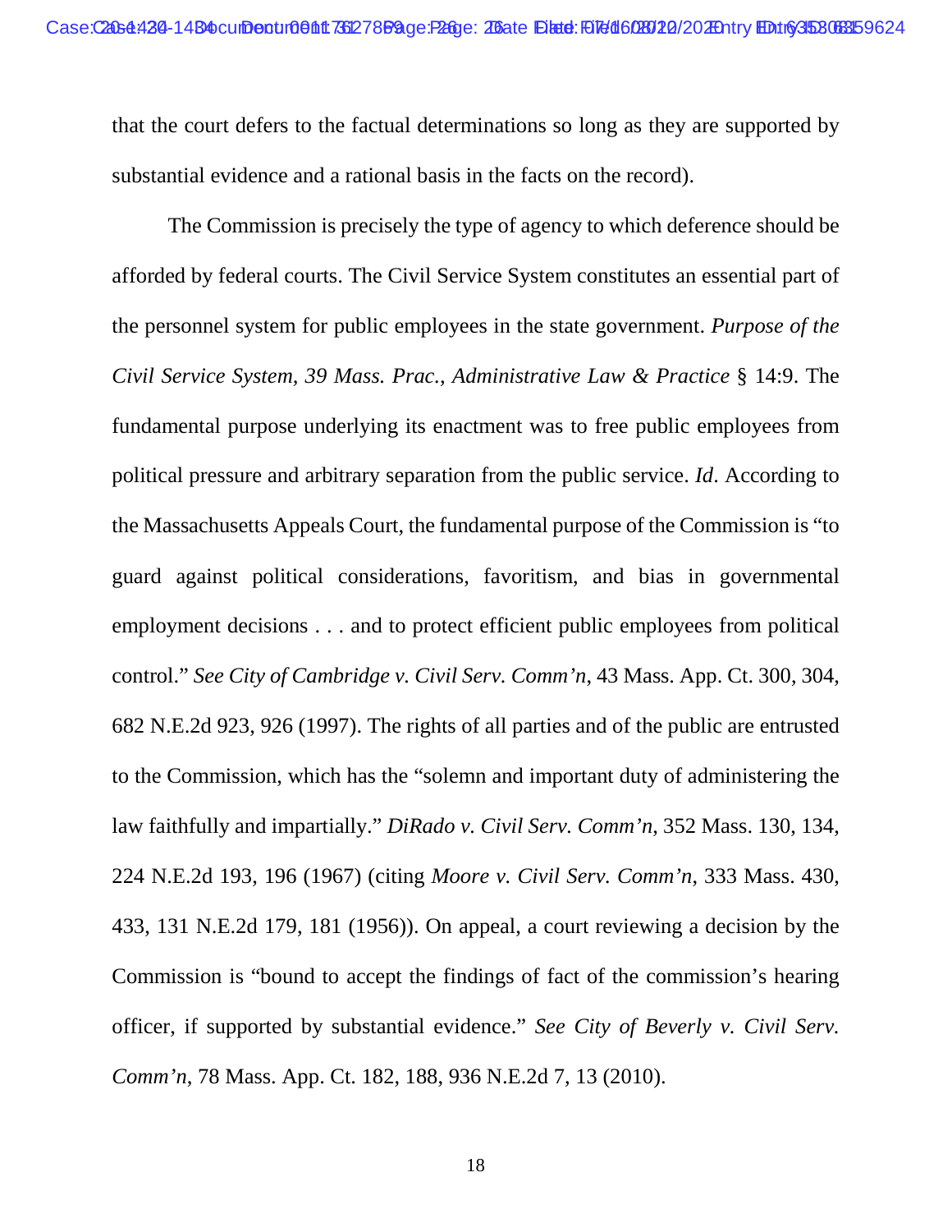that the court defers to the factual determinations so long as they are supported by substantial evidence and a rational basis in the facts on the record).

The Commission is precisely the type of agency to which deference should be afforded by federal courts. The Civil Service System constitutes an essential part of the personnel system for public employees in the state government. *Purpose of the Civil Service System, 39 Mass. Prac., Administrative Law & Practice* § 14:9. The fundamental purpose underlying its enactment was to free public employees from political pressure and arbitrary separation from the public service. *Id.* According to the Massachusetts Appeals Court, the fundamental purpose of the Commission is "to guard against political considerations, favoritism, and bias in governmental employment decisions . . . and to protect efficient public employees from political control." *See City of Cambridge v. Civil Serv. Comm'n*, 43 Mass. App. Ct. 300, 304, 682 N.E.2d 923, 926 (1997). The rights of all parties and of the public are entrusted to the Commission, which has the "solemn and important duty of administering the law faithfully and impartially." *DiRado v. Civil Serv. Comm'n*, 352 Mass. 130, 134, 224 N.E.2d 193, 196 (1967) (citing *Moore v. Civil Serv. Comm'n*, 333 Mass. 430, 433, 131 N.E.2d 179, 181 (1956)). On appeal, a court reviewing a decision by the Commission is "bound to accept the findings of fact of the commission's hearing officer, if supported by substantial evidence." *See City of Beverly v. Civil Serv. Comm'n*, 78 Mass. App. Ct. 182, 188, 936 N.E.2d 7, 13 (2010).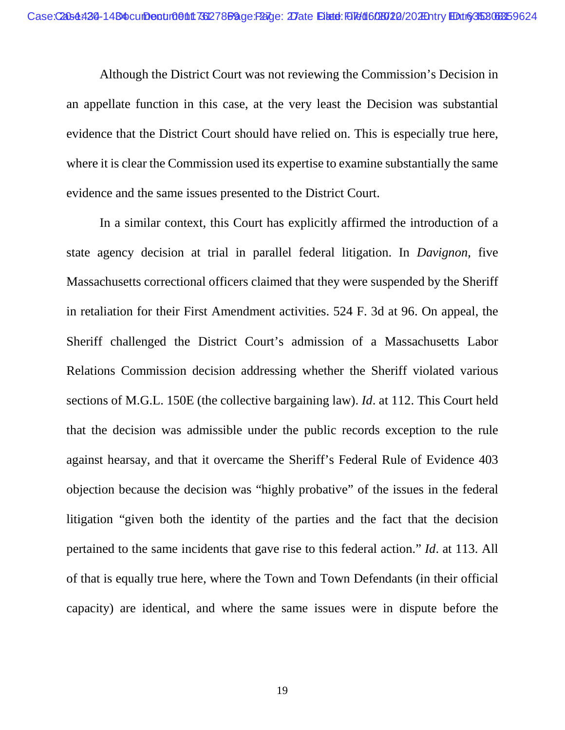Although the District Court was not reviewing the Commission's Decision in an appellate function in this case, at the very least the Decision was substantial evidence that the District Court should have relied on. This is especially true here, where it is clear the Commission used its expertise to examine substantially the same evidence and the same issues presented to the District Court.

In a similar context, this Court has explicitly affirmed the introduction of a state agency decision at trial in parallel federal litigation. In *Davignon*, five Massachusetts correctional officers claimed that they were suspended by the Sheriff in retaliation for their First Amendment activities. 524 F. 3d at 96. On appeal, the Sheriff challenged the District Court's admission of a Massachusetts Labor Relations Commission decision addressing whether the Sheriff violated various sections of M.G.L. 150E (the collective bargaining law). *Id*. at 112. This Court held that the decision was admissible under the public records exception to the rule against hearsay, and that it overcame the Sheriff's Federal Rule of Evidence 403 objection because the decision was "highly probative" of the issues in the federal litigation "given both the identity of the parties and the fact that the decision pertained to the same incidents that gave rise to this federal action." *Id*. at 113. All of that is equally true here, where the Town and Town Defendants (in their official capacity) are identical, and where the same issues were in dispute before the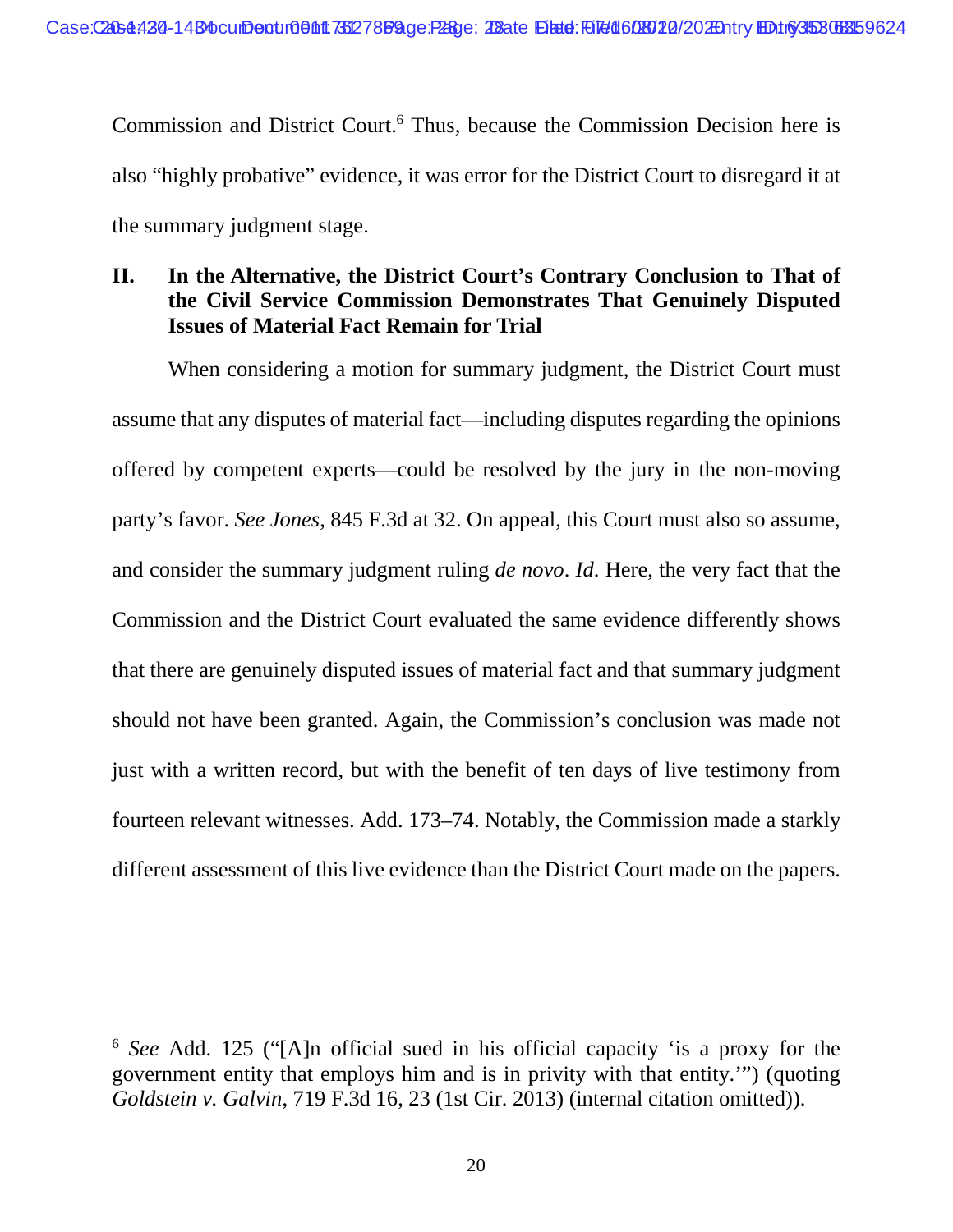Commission and District Court.[6] Thus, because the Commission Decision here is also "highly probative" evidence, it was error for the District Court to disregard it at the summary judgment stage.

## II. In the Alternative, the District Court's Contrary Conclusion to That of the Civil Service Commission Demonstrates That Genuinely Disputed Issues of Material Fact Remain for Trial

When considering a motion for summary judgment, the District Court must assume that any disputes of material fact—including disputes regarding the opinions offered by competent experts—could be resolved by the jury in the non-moving party's favor. *See Jones*, 845 F.3d at 32. On appeal, this Court must also so assume, and consider the summary judgment ruling *de novo*. *Id*. Here, the very fact that the Commission and the District Court evaluated the same evidence differently shows that there are genuinely disputed issues of material fact and that summary judgment should not have been granted. Again, the Commission's conclusion was made not just with a written record, but with the benefit of ten days of live testimony from fourteen relevant witnesses. Add. 173–74. Notably, the Commission made a starkly different assessment of this live evidence than the District Court made on the papers.

---

[6] *See* Add. 125 ("[A]n official sued in his official capacity 'is a proxy for the government entity that employs him and is in privity with that entity.'") (quoting *Goldstein v. Galvin*, 719 F.3d 16, 23 (1st Cir. 2013) (internal citation omitted)).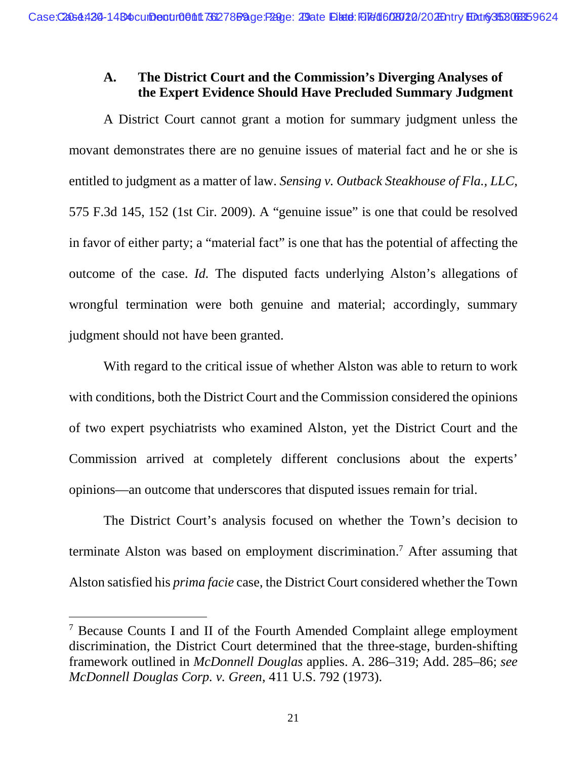### A. The District Court and the Commission's Diverging Analyses of the Expert Evidence Should Have Precluded Summary Judgment

A District Court cannot grant a motion for summary judgment unless the movant demonstrates there are no genuine issues of material fact and he or she is entitled to judgment as a matter of law. *Sensing v. Outback Steakhouse of Fla., LLC*, 575 F.3d 145, 152 (1st Cir. 2009). A "genuine issue" is one that could be resolved in favor of either party; a "material fact" is one that has the potential of affecting the outcome of the case. *Id.* The disputed facts underlying Alston's allegations of wrongful termination were both genuine and material; accordingly, summary judgment should not have been granted.

With regard to the critical issue of whether Alston was able to return to work with conditions, both the District Court and the Commission considered the opinions of two expert psychiatrists who examined Alston, yet the District Court and the Commission arrived at completely different conclusions about the experts' opinions—an outcome that underscores that disputed issues remain for trial.

The District Court's analysis focused on whether the Town's decision to terminate Alston was based on employment discrimination.[7] After assuming that Alston satisfied his *prima facie* case, the District Court considered whether the Town

[7] Because Counts I and II of the Fourth Amended Complaint allege employment discrimination, the District Court determined that the three-stage, burden-shifting framework outlined in *McDonnell Douglas* applies. A. 286–319; Add. 285–86; *see McDonnell Douglas Corp. v. Green*, 411 U.S. 792 (1973).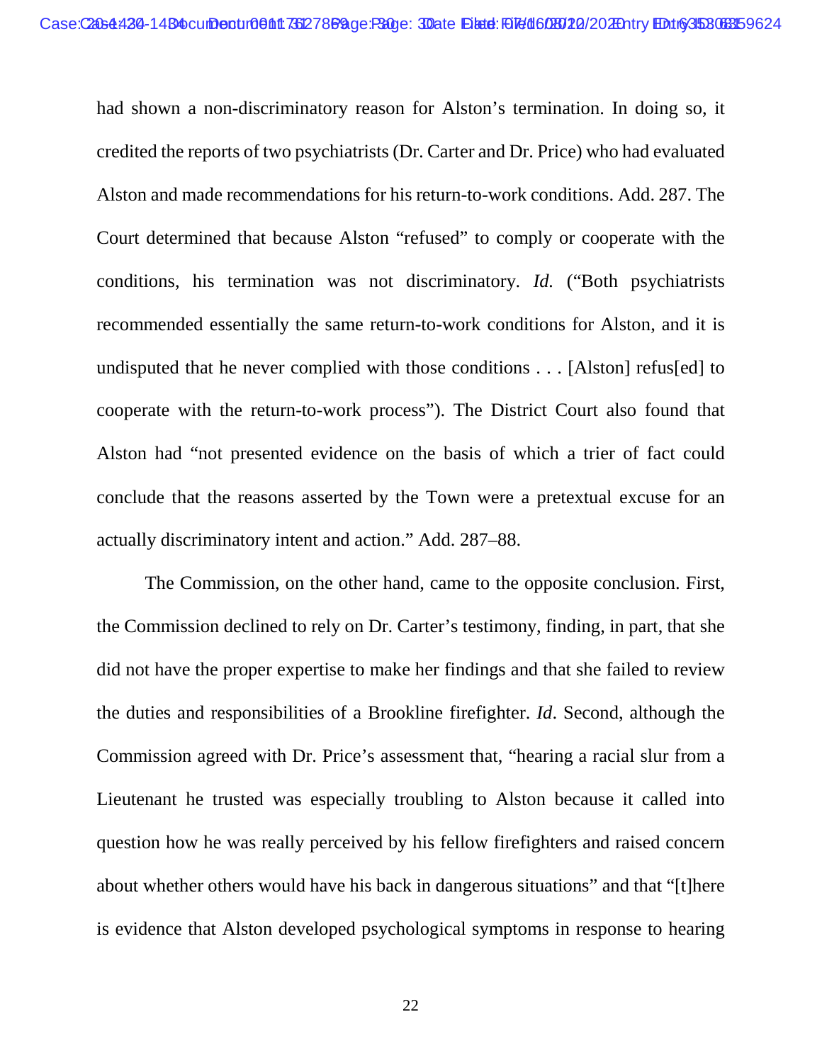had shown a non-discriminatory reason for Alston's termination. In doing so, it credited the reports of two psychiatrists (Dr. Carter and Dr. Price) who had evaluated Alston and made recommendations for his return-to-work conditions. Add. 287. The Court determined that because Alston "refused" to comply or cooperate with the conditions, his termination was not discriminatory. *Id.* ("Both psychiatrists recommended essentially the same return-to-work conditions for Alston, and it is undisputed that he never complied with those conditions . . . [Alston] refus[ed] to cooperate with the return-to-work process"). The District Court also found that Alston had "not presented evidence on the basis of which a trier of fact could conclude that the reasons asserted by the Town were a pretextual excuse for an actually discriminatory intent and action." Add. 287–88.

The Commission, on the other hand, came to the opposite conclusion. First, the Commission declined to rely on Dr. Carter's testimony, finding, in part, that she did not have the proper expertise to make her findings and that she failed to review the duties and responsibilities of a Brookline firefighter. *Id*. Second, although the Commission agreed with Dr. Price's assessment that, "hearing a racial slur from a Lieutenant he trusted was especially troubling to Alston because it called into question how he was really perceived by his fellow firefighters and raised concern about whether others would have his back in dangerous situations" and that "[t]here is evidence that Alston developed psychological symptoms in response to hearing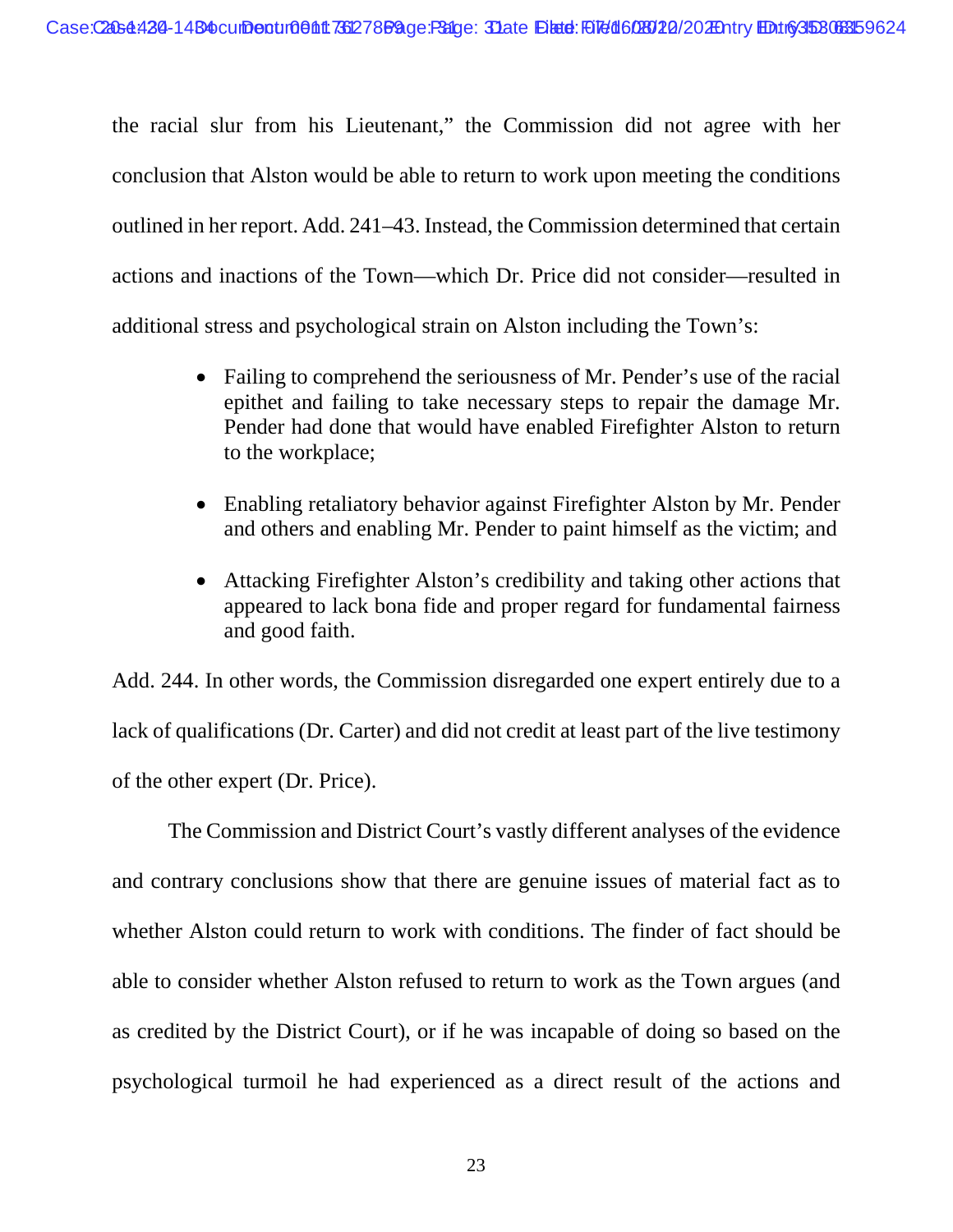the racial slur from his Lieutenant," the Commission did not agree with her conclusion that Alston would be able to return to work upon meeting the conditions outlined in her report. Add. 241–43. Instead, the Commission determined that certain actions and inactions of the Town—which Dr. Price did not consider—resulted in additional stress and psychological strain on Alston including the Town's:

- Failing to comprehend the seriousness of Mr. Pender's use of the racial epithet and failing to take necessary steps to repair the damage Mr. Pender had done that would have enabled Firefighter Alston to return to the workplace;
- Enabling retaliatory behavior against Firefighter Alston by Mr. Pender and others and enabling Mr. Pender to paint himself as the victim; and
- Attacking Firefighter Alston's credibility and taking other actions that appeared to lack bona fide and proper regard for fundamental fairness and good faith.

Add. 244. In other words, the Commission disregarded one expert entirely due to a lack of qualifications (Dr. Carter) and did not credit at least part of the live testimony of the other expert (Dr. Price).

The Commission and District Court's vastly different analyses of the evidence and contrary conclusions show that there are genuine issues of material fact as to whether Alston could return to work with conditions. The finder of fact should be able to consider whether Alston refused to return to work as the Town argues (and as credited by the District Court), or if he was incapable of doing so based on the psychological turmoil he had experienced as a direct result of the actions and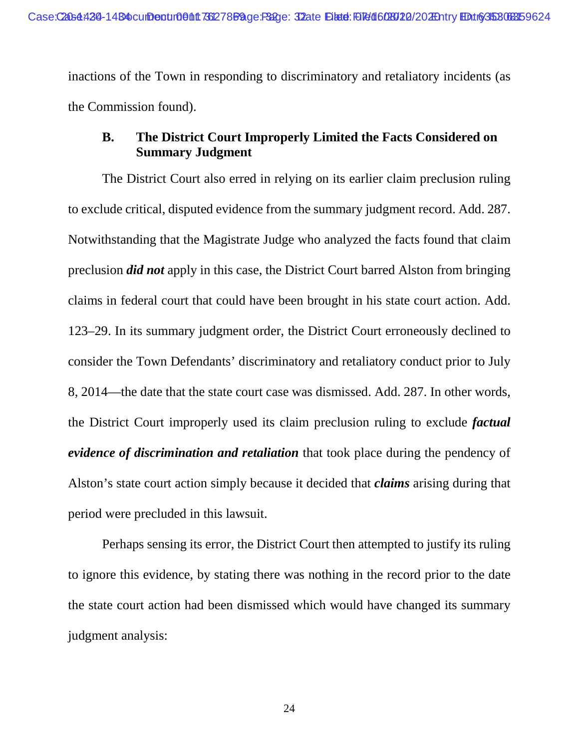inactions of the Town in responding to discriminatory and retaliatory incidents (as the Commission found).

### B. The District Court Improperly Limited the Facts Considered on Summary Judgment

The District Court also erred in relying on its earlier claim preclusion ruling to exclude critical, disputed evidence from the summary judgment record. Add. 287. Notwithstanding that the Magistrate Judge who analyzed the facts found that claim preclusion ***did not*** apply in this case, the District Court barred Alston from bringing claims in federal court that could have been brought in his state court action. Add. 123–29. In its summary judgment order, the District Court erroneously declined to consider the Town Defendants' discriminatory and retaliatory conduct prior to July 8, 2014—the date that the state court case was dismissed. Add. 287. In other words, the District Court improperly used its claim preclusion ruling to exclude ***factual evidence of discrimination and retaliation*** that took place during the pendency of Alston's state court action simply because it decided that ***claims*** arising during that period were precluded in this lawsuit.

Perhaps sensing its error, the District Court then attempted to justify its ruling to ignore this evidence, by stating there was nothing in the record prior to the date the state court action had been dismissed which would have changed its summary judgment analysis: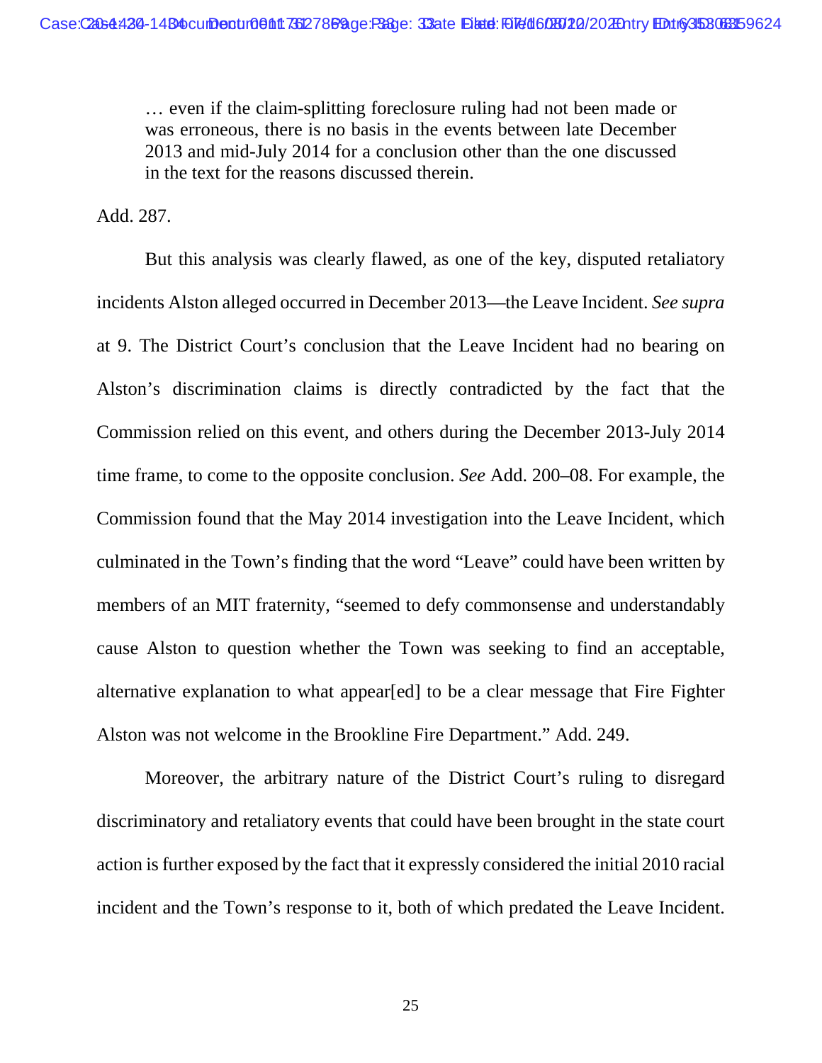> … even if the claim-splitting foreclosure ruling had not been made or was erroneous, there is no basis in the events between late December 2013 and mid-July 2014 for a conclusion other than the one discussed in the text for the reasons discussed therein.

Add. 287.

But this analysis was clearly flawed, as one of the key, disputed retaliatory incidents Alston alleged occurred in December 2013—the Leave Incident. *See supra* at 9. The District Court's conclusion that the Leave Incident had no bearing on Alston's discrimination claims is directly contradicted by the fact that the Commission relied on this event, and others during the December 2013-July 2014 time frame, to come to the opposite conclusion. *See* Add. 200–08. For example, the Commission found that the May 2014 investigation into the Leave Incident, which culminated in the Town's finding that the word "Leave" could have been written by members of an MIT fraternity, "seemed to defy commonsense and understandably cause Alston to question whether the Town was seeking to find an acceptable, alternative explanation to what appear[ed] to be a clear message that Fire Fighter Alston was not welcome in the Brookline Fire Department." Add. 249.

Moreover, the arbitrary nature of the District Court's ruling to disregard discriminatory and retaliatory events that could have been brought in the state court action is further exposed by the fact that it expressly considered the initial 2010 racial incident and the Town's response to it, both of which predated the Leave Incident.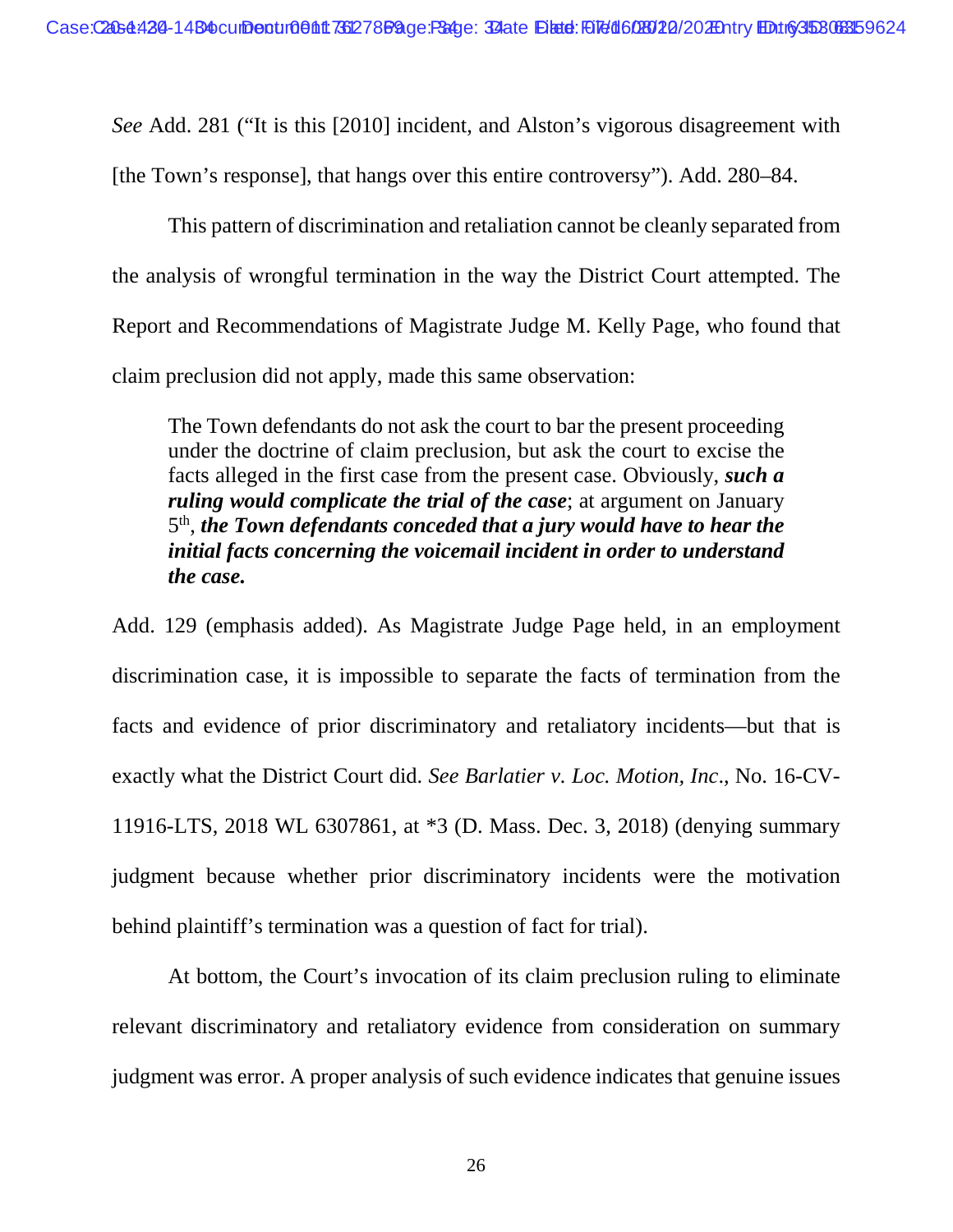*See* Add. 281 ("It is this [2010] incident, and Alston's vigorous disagreement with [the Town's response], that hangs over this entire controversy"). Add. 280–84.

This pattern of discrimination and retaliation cannot be cleanly separated from the analysis of wrongful termination in the way the District Court attempted. The Report and Recommendations of Magistrate Judge M. Kelly Page, who found that claim preclusion did not apply, made this same observation:

> The Town defendants do not ask the court to bar the present proceeding under the doctrine of claim preclusion, but ask the court to excise the facts alleged in the first case from the present case. Obviously, ***such a ruling would complicate the trial of the case***; at argument on January 5th, ***the Town defendants conceded that a jury would have to hear the initial facts concerning the voicemail incident in order to understand the case.***

Add. 129 (emphasis added). As Magistrate Judge Page held, in an employment discrimination case, it is impossible to separate the facts of termination from the facts and evidence of prior discriminatory and retaliatory incidents—but that is exactly what the District Court did. *See Barlatier v. Loc. Motion, Inc*., No. 16-CV-11916-LTS, 2018 WL 6307861, at *3 (D. Mass. Dec. 3, 2018) (denying summary judgment because whether prior discriminatory incidents were the motivation behind plaintiff's termination was a question of fact for trial).

At bottom, the Court's invocation of its claim preclusion ruling to eliminate relevant discriminatory and retaliatory evidence from consideration on summary judgment was error. A proper analysis of such evidence indicates that genuine issues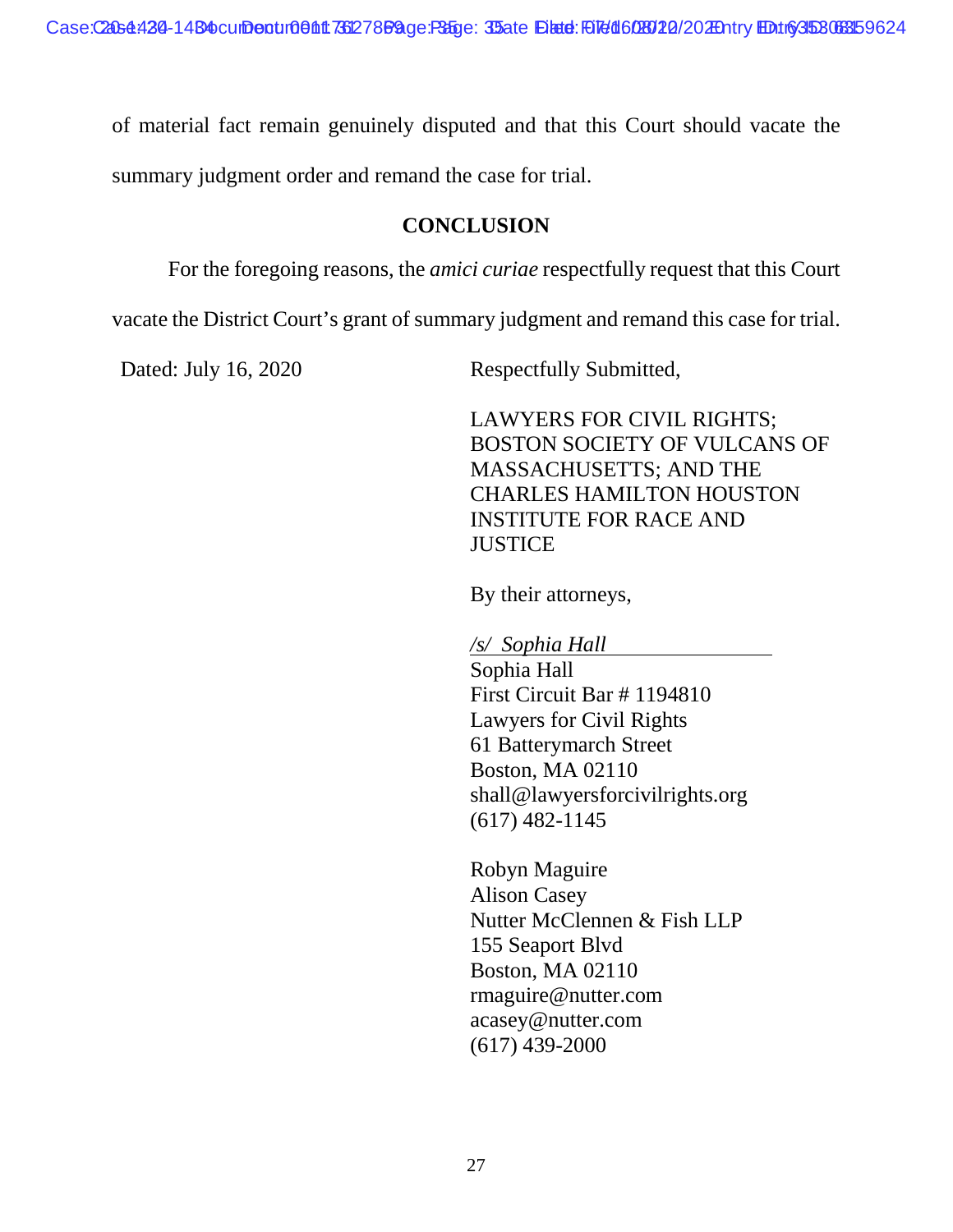of material fact remain genuinely disputed and that this Court should vacate the summary judgment order and remand the case for trial.

## CONCLUSION

For the foregoing reasons, the *amici curiae* respectfully request that this Court vacate the District Court's grant of summary judgment and remand this case for trial.

Dated: July 16, 2020

Respectfully Submitted,

LAWYERS FOR CIVIL RIGHTS; BOSTON SOCIETY OF VULCANS OF MASSACHUSETTS; AND THE CHARLES HAMILTON HOUSTON INSTITUTE FOR RACE AND JUSTICE

By their attorneys,

*/s/ Sophia Hall*
Sophia Hall
First Circuit Bar # 1194810
Lawyers for Civil Rights
61 Batterymarch Street
Boston, MA 02110
shall@lawyersforcivilrights.org
(617) 482-1145

Robyn Maguire
Alison Casey
Nutter McClennen & Fish LLP
155 Seaport Blvd
Boston, MA 02110
rmaguire@nutter.com
acasey@nutter.com
(617) 439-2000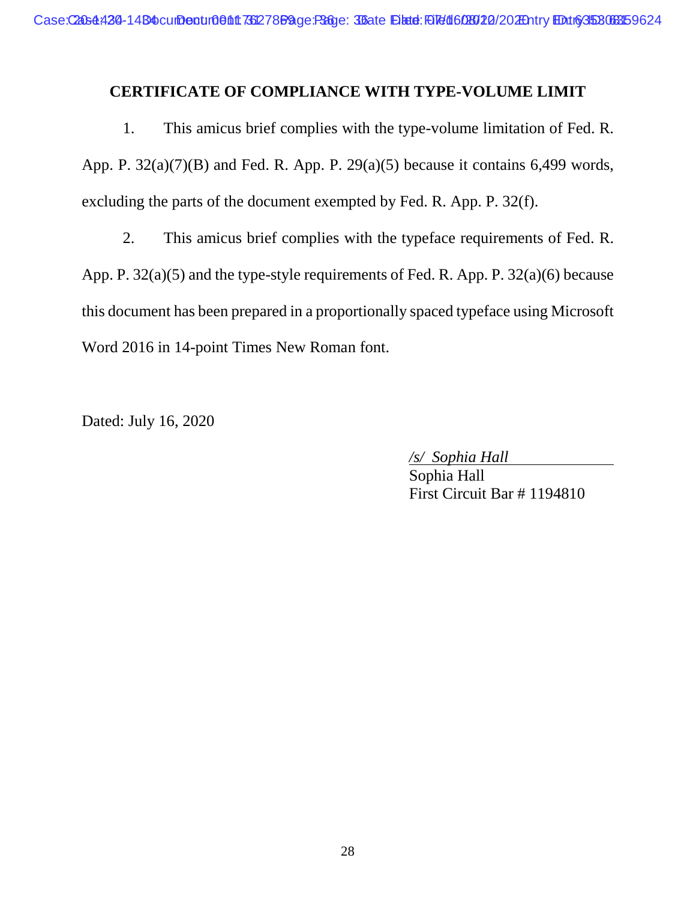## CERTIFICATE OF COMPLIANCE WITH TYPE-VOLUME LIMIT

1. This amicus brief complies with the type-volume limitation of Fed. R. App. P. 32(a)(7)(B) and Fed. R. App. P. 29(a)(5) because it contains 6,499 words, excluding the parts of the document exempted by Fed. R. App. P. 32(f).

2. This amicus brief complies with the typeface requirements of Fed. R. App. P. 32(a)(5) and the type-style requirements of Fed. R. App. P. 32(a)(6) because this document has been prepared in a proportionally spaced typeface using Microsoft Word 2016 in 14-point Times New Roman font.

Dated: July 16, 2020

*/s/ Sophia Hall*
Sophia Hall
First Circuit Bar # 1194810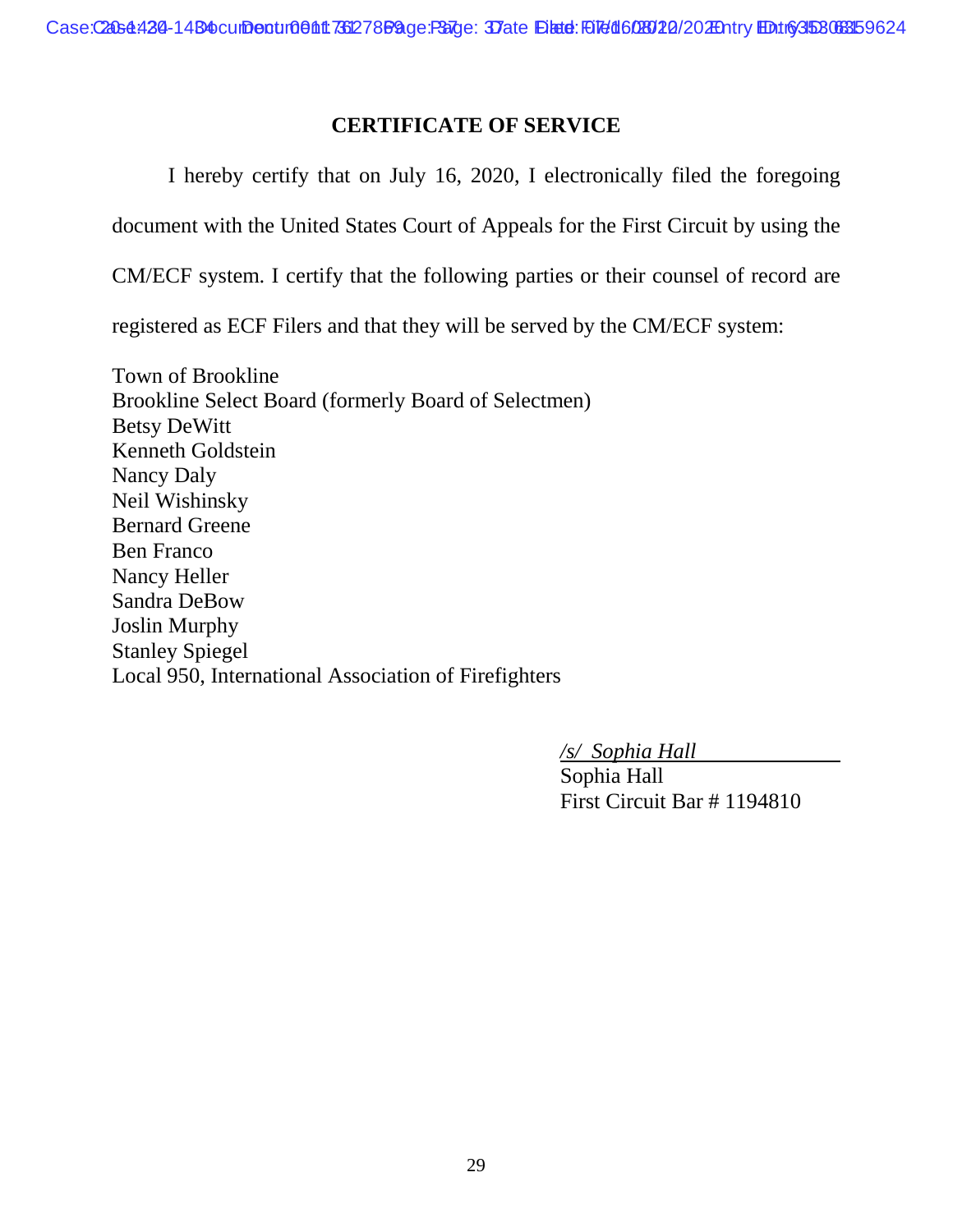## CERTIFICATE OF SERVICE

I hereby certify that on July 16, 2020, I electronically filed the foregoing document with the United States Court of Appeals for the First Circuit by using the CM/ECF system. I certify that the following parties or their counsel of record are registered as ECF Filers and that they will be served by the CM/ECF system:

Town of Brookline
Brookline Select Board (formerly Board of Selectmen)
Betsy DeWitt
Kenneth Goldstein
Nancy Daly
Neil Wishinsky
Bernard Greene
Ben Franco
Nancy Heller
Sandra DeBow
Joslin Murphy
Stanley Spiegel
Local 950, International Association of Firefighters

*/s/ Sophia Hall*
Sophia Hall
First Circuit Bar # 1194810